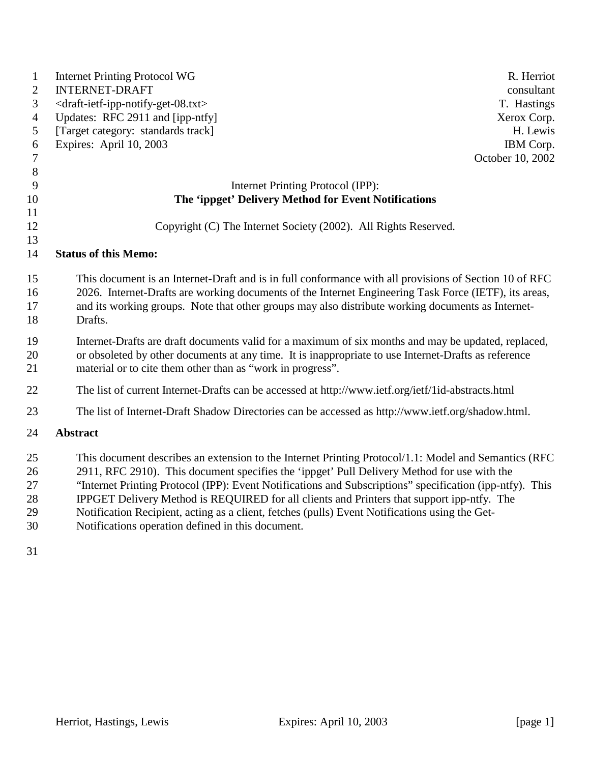Internet Printing Protocol WG R. Herriot
INTERNET-DRAFT consultant
<draft-ietf-ipp-notify-get-08.txt> T. Hastings
Updates: RFC 2911 and [ipp-ntfy] Xerox Corp.
[Target category: standards track] H. Lewis
Expires: April 10, 2003 IBM Corp.
October 10, 2002

# Internet Printing Protocol (IPP): **The 'ippget' Delivery Method for Event Notifications**

Copyright (C) The Internet Society (2002). All Rights Reserved.

## Status of this Memo:

This document is an Internet-Draft and is in full conformance with all provisions of Section 10 of RFC 2026. Internet-Drafts are working documents of the Internet Engineering Task Force (IETF), its areas, and its working groups. Note that other groups may also distribute working documents as Internet-Drafts.

Internet-Drafts are draft documents valid for a maximum of six months and may be updated, replaced, or obsoleted by other documents at any time. It is inappropriate to use Internet-Drafts as reference material or to cite them other than as "work in progress".

The list of current Internet-Drafts can be accessed at http://www.ietf.org/ietf/1id-abstracts.html

The list of Internet-Draft Shadow Directories can be accessed as http://www.ietf.org/shadow.html.

## Abstract

This document describes an extension to the Internet Printing Protocol/1.1: Model and Semantics (RFC 2911, RFC 2910). This document specifies the 'ippget' Pull Delivery Method for use with the "Internet Printing Protocol (IPP): Event Notifications and Subscriptions" specification (ipp-ntfy). This IPPGET Delivery Method is REQUIRED for all clients and Printers that support ipp-ntfy. The Notification Recipient, acting as a client, fetches (pulls) Event Notifications using the Get-Notifications operation defined in this document.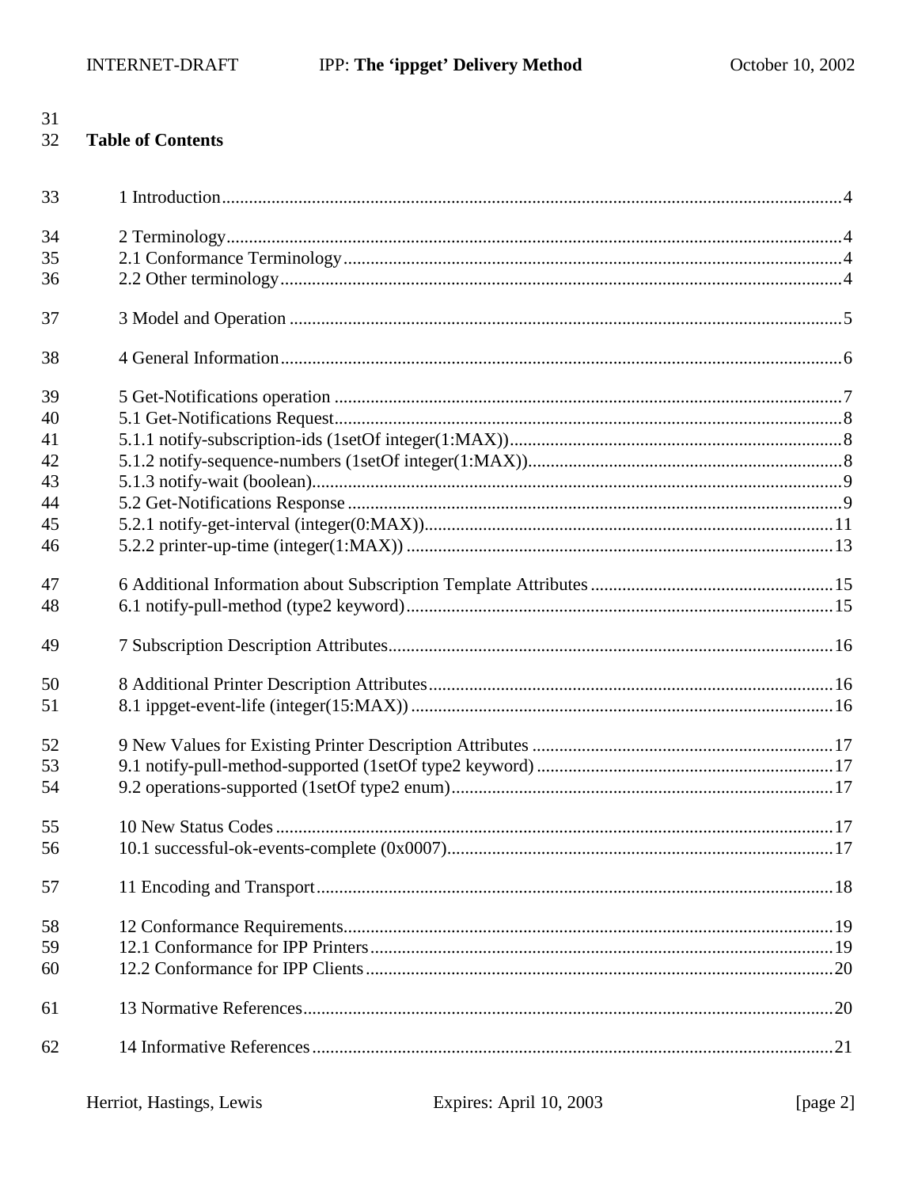## Table of Contents

1 Introduction....................................................................................................................4

2 Terminology....................................................................................................................4
2.1 Conformance Terminology...........................................................................................4
2.2 Other terminology.........................................................................................................4

3 Model and Operation ......................................................................................................5

4 General Information........................................................................................................6

5 Get-Notifications operation ............................................................................................7
5.1 Get-Notifications Request.............................................................................................8
5.1.1 notify-subscription-ids (1setOf integer(1:MAX)).......................................................8
5.1.2 notify-sequence-numbers (1setOf integer(1:MAX))...................................................8
5.1.3 notify-wait (boolean)...................................................................................................9
5.2 Get-Notifications Response ..........................................................................................9
5.2.1 notify-get-interval (integer(0:MAX))........................................................................11
5.2.2 printer-up-time (integer(1:MAX)) ............................................................................13

6 Additional Information about Subscription Template Attributes ....................................15
6.1 notify-pull-method (type2 keyword)............................................................................15

7 Subscription Description Attributes................................................................................16

8 Additional Printer Description Attributes.......................................................................16
8.1 ippget-event-life (integer(15:MAX)) ...........................................................................16

9 New Values for Existing Printer Description Attributes ................................................17
9.1 notify-pull-method-supported (1setOf type2 keyword) ...............................................17
9.2 operations-supported (1setOf type2 enum)..................................................................17

10 New Status Codes ........................................................................................................17
10.1 successful-ok-events-complete (0x0007)...................................................................17

11 Encoding and Transport................................................................................................18

12 Conformance Requirements..........................................................................................19
12.1 Conformance for IPP Printers.....................................................................................19
12.2 Conformance for IPP Clients......................................................................................20

13 Normative References...................................................................................................20

14 Informative References.................................................................................................21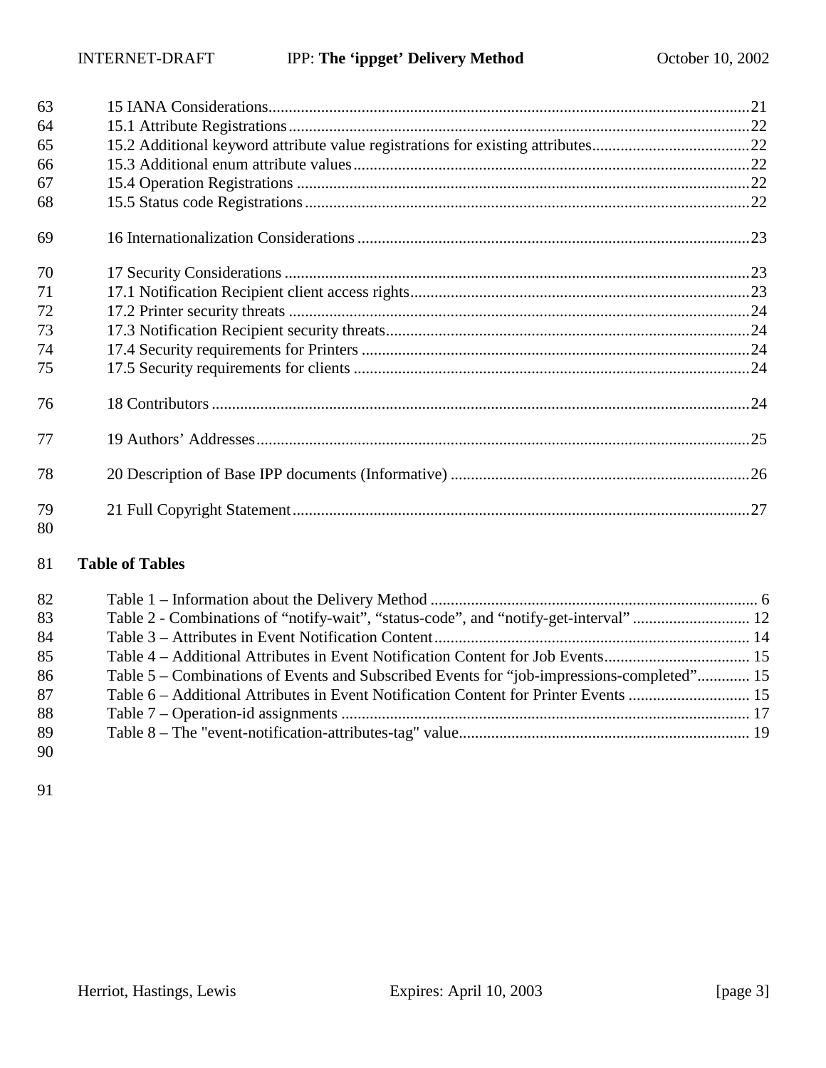15 IANA Considerations......21
15.1 Attribute Registrations......22
15.2 Additional keyword attribute value registrations for existing attributes......22
15.3 Additional enum attribute values......22
15.4 Operation Registrations......22
15.5 Status code Registrations......22

16 Internationalization Considerations......23

17 Security Considerations......23
17.1 Notification Recipient client access rights......23
17.2 Printer security threats......24
17.3 Notification Recipient security threats......24
17.4 Security requirements for Printers......24
17.5 Security requirements for clients......24

18 Contributors......24

19 Authors' Addresses......25

20 Description of Base IPP documents (Informative)......26

21 Full Copyright Statement......27

**Table of Tables**

Table 1 – Information about the Delivery Method...... 6
Table 2 - Combinations of "notify-wait", "status-code", and "notify-get-interval"...... 12
Table 3 – Attributes in Event Notification Content...... 14
Table 4 – Additional Attributes in Event Notification Content for Job Events...... 15
Table 5 – Combinations of Events and Subscribed Events for "job-impressions-completed"...... 15
Table 6 – Additional Attributes in Event Notification Content for Printer Events...... 15
Table 7 – Operation-id assignments...... 17
Table 8 – The "event-notification-attributes-tag" value...... 19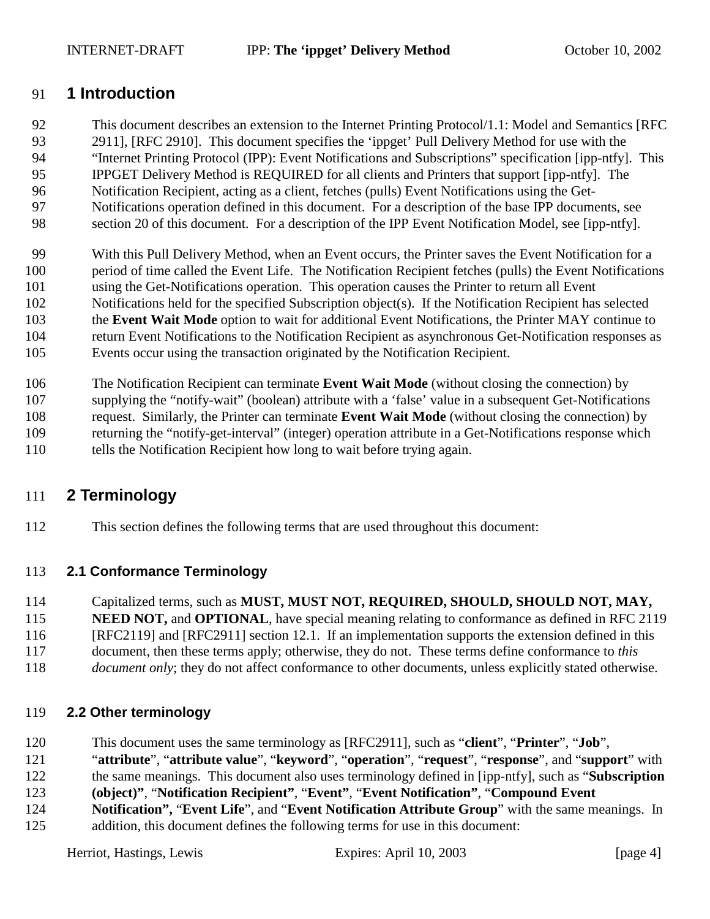# 1 Introduction

This document describes an extension to the Internet Printing Protocol/1.1: Model and Semantics [RFC 2911], [RFC 2910]. This document specifies the 'ippget' Pull Delivery Method for use with the "Internet Printing Protocol (IPP): Event Notifications and Subscriptions" specification [ipp-ntfy]. This IPPGET Delivery Method is REQUIRED for all clients and Printers that support [ipp-ntfy]. The Notification Recipient, acting as a client, fetches (pulls) Event Notifications using the Get-Notifications operation defined in this document. For a description of the base IPP documents, see section 20 of this document. For a description of the IPP Event Notification Model, see [ipp-ntfy].

With this Pull Delivery Method, when an Event occurs, the Printer saves the Event Notification for a period of time called the Event Life. The Notification Recipient fetches (pulls) the Event Notifications using the Get-Notifications operation. This operation causes the Printer to return all Event Notifications held for the specified Subscription object(s). If the Notification Recipient has selected the **Event Wait Mode** option to wait for additional Event Notifications, the Printer MAY continue to return Event Notifications to the Notification Recipient as asynchronous Get-Notification responses as Events occur using the transaction originated by the Notification Recipient.

The Notification Recipient can terminate **Event Wait Mode** (without closing the connection) by supplying the "notify-wait" (boolean) attribute with a 'false' value in a subsequent Get-Notifications request. Similarly, the Printer can terminate **Event Wait Mode** (without closing the connection) by returning the "notify-get-interval" (integer) operation attribute in a Get-Notifications response which tells the Notification Recipient how long to wait before trying again.

# 2 Terminology

This section defines the following terms that are used throughout this document:

## 2.1 Conformance Terminology

Capitalized terms, such as **MUST, MUST NOT, REQUIRED, SHOULD, SHOULD NOT, MAY, NEED NOT,** and **OPTIONAL**, have special meaning relating to conformance as defined in RFC 2119 [RFC2119] and [RFC2911] section 12.1. If an implementation supports the extension defined in this document, then these terms apply; otherwise, they do not. These terms define conformance to *this document only*; they do not affect conformance to other documents, unless explicitly stated otherwise.

## 2.2 Other terminology

This document uses the same terminology as [RFC2911], such as "**client**", "**Printer**", "**Job**", "**attribute**", "**attribute value**", "**keyword**", "**operation**", "**request**", "**response**", and "**support**" with the same meanings. This document also uses terminology defined in [ipp-ntfy], such as "**Subscription (object)"**, "**Notification Recipient"**, "**Event"**, "**Event Notification"**, "**Compound Event Notification",** "**Event Life**", and "**Event Notification Attribute Group**" with the same meanings. In addition, this document defines the following terms for use in this document: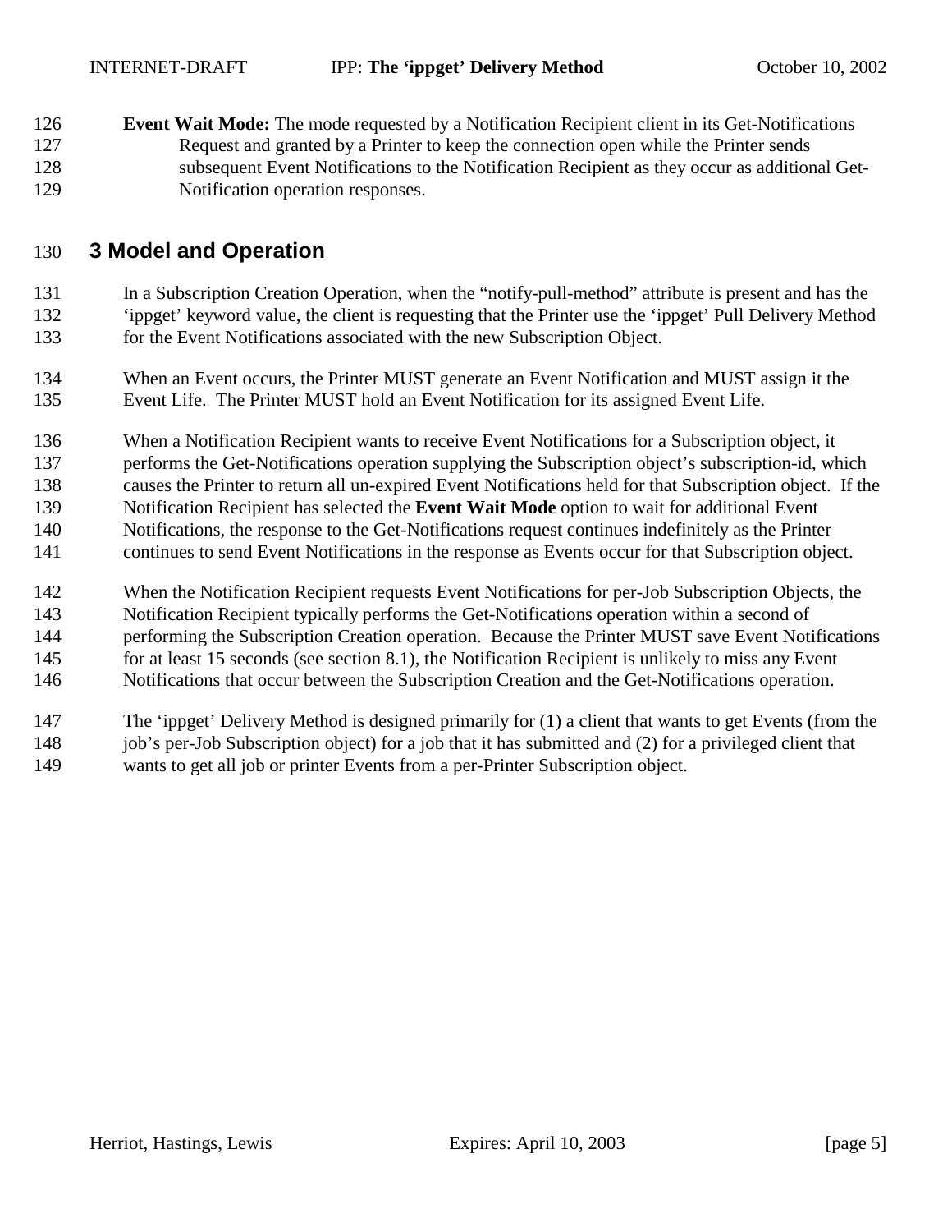**Event Wait Mode:** The mode requested by a Notification Recipient client in its Get-Notifications Request and granted by a Printer to keep the connection open while the Printer sends subsequent Event Notifications to the Notification Recipient as they occur as additional Get-Notification operation responses.

# 3 Model and Operation

In a Subscription Creation Operation, when the "notify-pull-method" attribute is present and has the 'ippget' keyword value, the client is requesting that the Printer use the 'ippget' Pull Delivery Method for the Event Notifications associated with the new Subscription Object.

When an Event occurs, the Printer MUST generate an Event Notification and MUST assign it the Event Life. The Printer MUST hold an Event Notification for its assigned Event Life.

When a Notification Recipient wants to receive Event Notifications for a Subscription object, it performs the Get-Notifications operation supplying the Subscription object's subscription-id, which causes the Printer to return all un-expired Event Notifications held for that Subscription object. If the Notification Recipient has selected the **Event Wait Mode** option to wait for additional Event Notifications, the response to the Get-Notifications request continues indefinitely as the Printer continues to send Event Notifications in the response as Events occur for that Subscription object.

When the Notification Recipient requests Event Notifications for per-Job Subscription Objects, the Notification Recipient typically performs the Get-Notifications operation within a second of performing the Subscription Creation operation. Because the Printer MUST save Event Notifications for at least 15 seconds (see section 8.1), the Notification Recipient is unlikely to miss any Event Notifications that occur between the Subscription Creation and the Get-Notifications operation.

The 'ippget' Delivery Method is designed primarily for (1) a client that wants to get Events (from the job's per-Job Subscription object) for a job that it has submitted and (2) for a privileged client that wants to get all job or printer Events from a per-Printer Subscription object.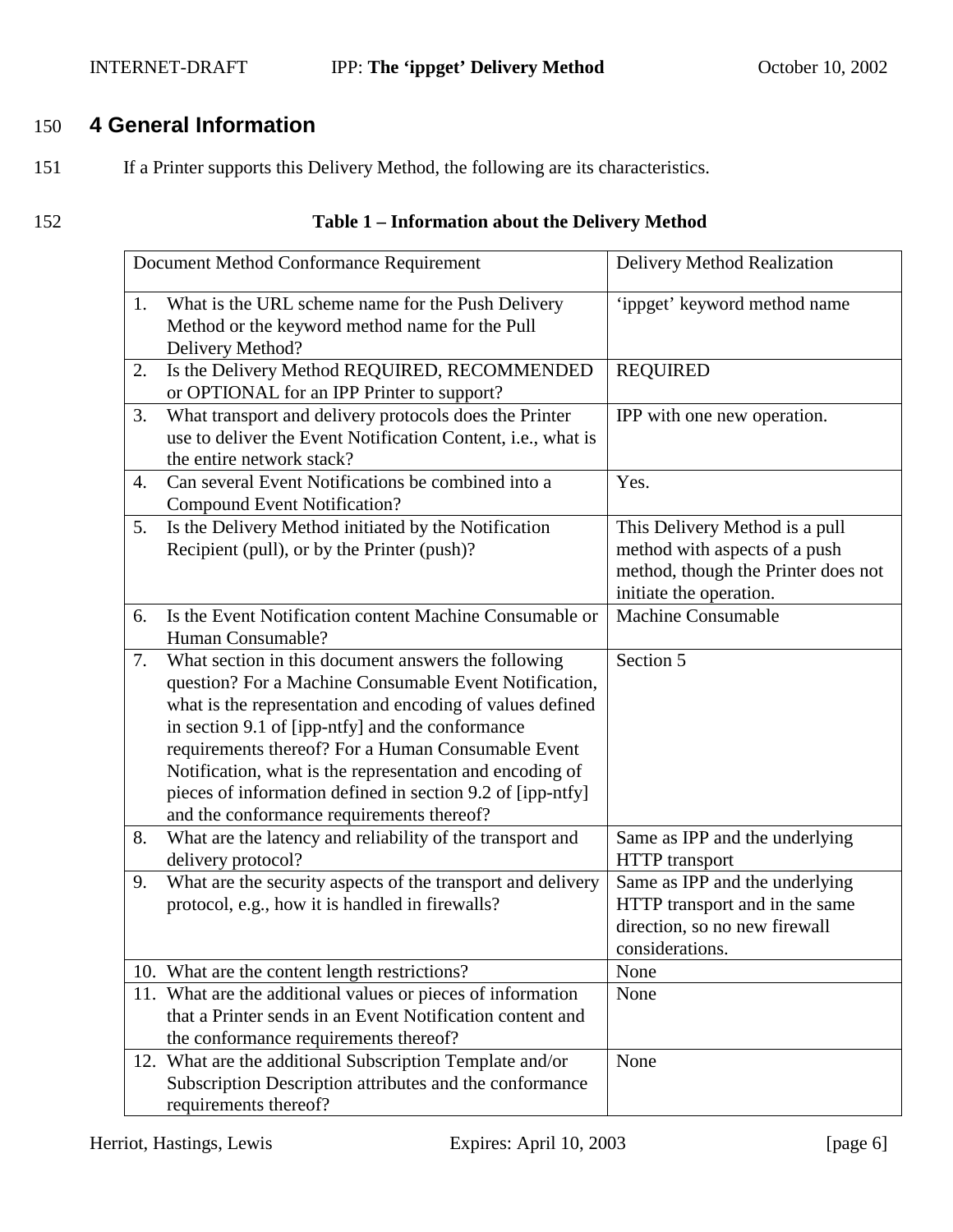# 4 General Information

If a Printer supports this Delivery Method, the following are its characteristics.

**Table 1 – Information about the Delivery Method**

| Document Method Conformance Requirement | Delivery Method Realization |
|---|---|
| 1. What is the URL scheme name for the Push Delivery Method or the keyword method name for the Pull Delivery Method? | 'ippget' keyword method name |
| 2. Is the Delivery Method REQUIRED, RECOMMENDED or OPTIONAL for an IPP Printer to support? | REQUIRED |
| 3. What transport and delivery protocols does the Printer use to deliver the Event Notification Content, i.e., what is the entire network stack? | IPP with one new operation. |
| 4. Can several Event Notifications be combined into a Compound Event Notification? | Yes. |
| 5. Is the Delivery Method initiated by the Notification Recipient (pull), or by the Printer (push)? | This Delivery Method is a pull method with aspects of a push method, though the Printer does not initiate the operation. |
| 6. Is the Event Notification content Machine Consumable or Human Consumable? | Machine Consumable |
| 7. What section in this document answers the following question? For a Machine Consumable Event Notification, what is the representation and encoding of values defined in section 9.1 of [ipp-ntfy] and the conformance requirements thereof? For a Human Consumable Event Notification, what is the representation and encoding of pieces of information defined in section 9.2 of [ipp-ntfy] and the conformance requirements thereof? | Section 5 |
| 8. What are the latency and reliability of the transport and delivery protocol? | Same as IPP and the underlying HTTP transport |
| 9. What are the security aspects of the transport and delivery protocol, e.g., how it is handled in firewalls? | Same as IPP and the underlying HTTP transport and in the same direction, so no new firewall considerations. |
| 10. What are the content length restrictions? | None |
| 11. What are the additional values or pieces of information that a Printer sends in an Event Notification content and the conformance requirements thereof? | None |
| 12. What are the additional Subscription Template and/or Subscription Description attributes and the conformance requirements thereof? | None |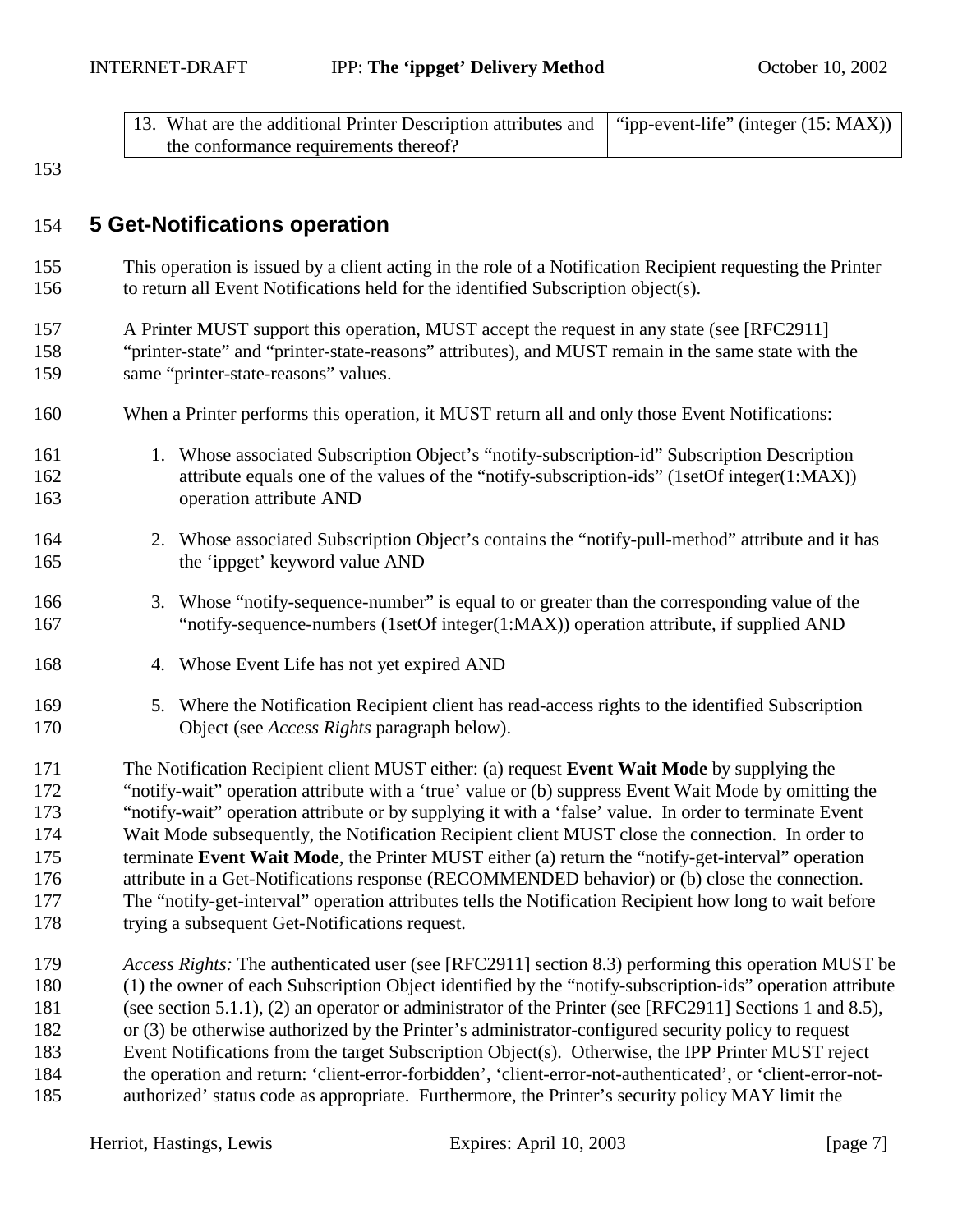| 13. What are the additional Printer Description attributes and the conformance requirements thereof? | "ipp-event-life" (integer (15: MAX)) |
|---|---|

## 5 Get-Notifications operation

This operation is issued by a client acting in the role of a Notification Recipient requesting the Printer to return all Event Notifications held for the identified Subscription object(s).

A Printer MUST support this operation, MUST accept the request in any state (see [RFC2911] "printer-state" and "printer-state-reasons" attributes), and MUST remain in the same state with the same "printer-state-reasons" values.

When a Printer performs this operation, it MUST return all and only those Event Notifications:

1. Whose associated Subscription Object's "notify-subscription-id" Subscription Description attribute equals one of the values of the "notify-subscription-ids" (1setOf integer(1:MAX)) operation attribute AND

2. Whose associated Subscription Object's contains the "notify-pull-method" attribute and it has the 'ippget' keyword value AND

3. Whose "notify-sequence-number" is equal to or greater than the corresponding value of the "notify-sequence-numbers (1setOf integer(1:MAX)) operation attribute, if supplied AND

4. Whose Event Life has not yet expired AND

5. Where the Notification Recipient client has read-access rights to the identified Subscription Object (see *Access Rights* paragraph below).

The Notification Recipient client MUST either: (a) request **Event Wait Mode** by supplying the "notify-wait" operation attribute with a 'true' value or (b) suppress Event Wait Mode by omitting the "notify-wait" operation attribute or by supplying it with a 'false' value. In order to terminate Event Wait Mode subsequently, the Notification Recipient client MUST close the connection. In order to terminate **Event Wait Mode**, the Printer MUST either (a) return the "notify-get-interval" operation attribute in a Get-Notifications response (RECOMMENDED behavior) or (b) close the connection. The "notify-get-interval" operation attributes tells the Notification Recipient how long to wait before trying a subsequent Get-Notifications request.

*Access Rights:* The authenticated user (see [RFC2911] section 8.3) performing this operation MUST be (1) the owner of each Subscription Object identified by the "notify-subscription-ids" operation attribute (see section 5.1.1), (2) an operator or administrator of the Printer (see [RFC2911] Sections 1 and 8.5), or (3) be otherwise authorized by the Printer's administrator-configured security policy to request Event Notifications from the target Subscription Object(s). Otherwise, the IPP Printer MUST reject the operation and return: 'client-error-forbidden', 'client-error-not-authenticated', or 'client-error-not-authorized' status code as appropriate. Furthermore, the Printer's security policy MAY limit the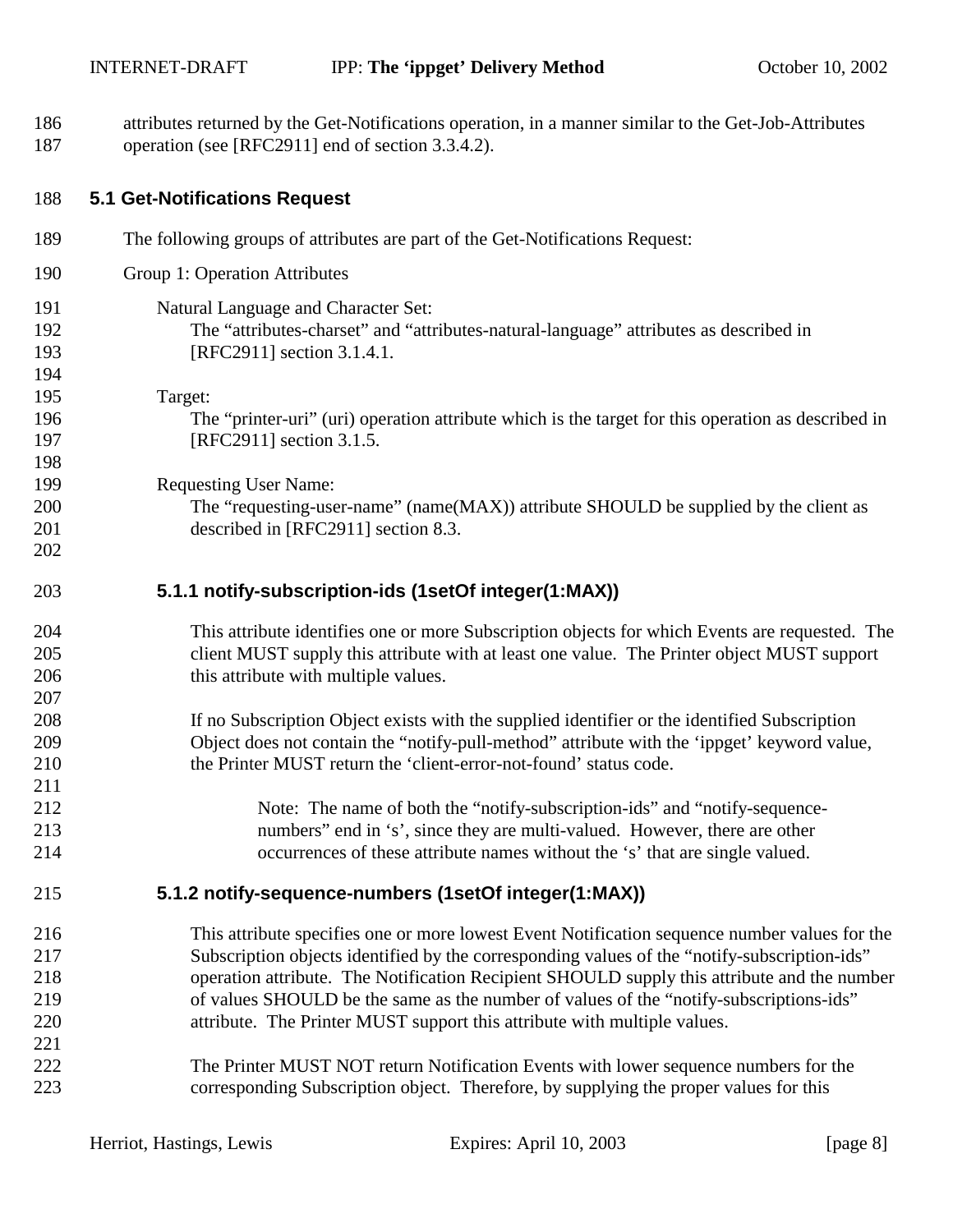attributes returned by the Get-Notifications operation, in a manner similar to the Get-Job-Attributes operation (see [RFC2911] end of section 3.3.4.2).

## 5.1 Get-Notifications Request

The following groups of attributes are part of the Get-Notifications Request:

Group 1: Operation Attributes

Natural Language and Character Set:
The "attributes-charset" and "attributes-natural-language" attributes as described in [RFC2911] section 3.1.4.1.

Target:
The "printer-uri" (uri) operation attribute which is the target for this operation as described in [RFC2911] section 3.1.5.

Requesting User Name:
The "requesting-user-name" (name(MAX)) attribute SHOULD be supplied by the client as described in [RFC2911] section 8.3.

### 5.1.1 notify-subscription-ids (1setOf integer(1:MAX))

This attribute identifies one or more Subscription objects for which Events are requested. The client MUST supply this attribute with at least one value. The Printer object MUST support this attribute with multiple values.

If no Subscription Object exists with the supplied identifier or the identified Subscription Object does not contain the "notify-pull-method" attribute with the 'ippget' keyword value, the Printer MUST return the 'client-error-not-found' status code.

> Note: The name of both the "notify-subscription-ids" and "notify-sequence-numbers" end in 's', since they are multi-valued. However, there are other occurrences of these attribute names without the 's' that are single valued.

### 5.1.2 notify-sequence-numbers (1setOf integer(1:MAX))

This attribute specifies one or more lowest Event Notification sequence number values for the Subscription objects identified by the corresponding values of the "notify-subscription-ids" operation attribute. The Notification Recipient SHOULD supply this attribute and the number of values SHOULD be the same as the number of values of the "notify-subscriptions-ids" attribute. The Printer MUST support this attribute with multiple values.

The Printer MUST NOT return Notification Events with lower sequence numbers for the corresponding Subscription object. Therefore, by supplying the proper values for this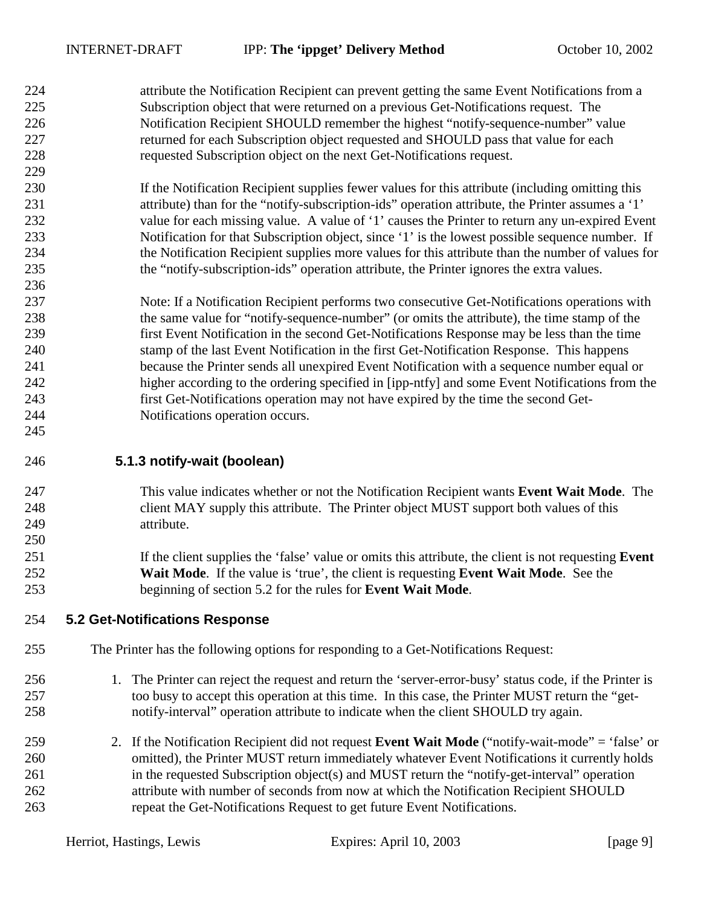attribute the Notification Recipient can prevent getting the same Event Notifications from a Subscription object that were returned on a previous Get-Notifications request. The Notification Recipient SHOULD remember the highest "notify-sequence-number" value returned for each Subscription object requested and SHOULD pass that value for each requested Subscription object on the next Get-Notifications request.

If the Notification Recipient supplies fewer values for this attribute (including omitting this attribute) than for the "notify-subscription-ids" operation attribute, the Printer assumes a '1' value for each missing value. A value of '1' causes the Printer to return any un-expired Event Notification for that Subscription object, since '1' is the lowest possible sequence number. If the Notification Recipient supplies more values for this attribute than the number of values for the "notify-subscription-ids" operation attribute, the Printer ignores the extra values.

Note: If a Notification Recipient performs two consecutive Get-Notifications operations with the same value for "notify-sequence-number" (or omits the attribute), the time stamp of the first Event Notification in the second Get-Notifications Response may be less than the time stamp of the last Event Notification in the first Get-Notification Response. This happens because the Printer sends all unexpired Event Notification with a sequence number equal or higher according to the ordering specified in [ipp-ntfy] and some Event Notifications from the first Get-Notifications operation may not have expired by the time the second Get-Notifications operation occurs.

### 5.1.3 notify-wait (boolean)

This value indicates whether or not the Notification Recipient wants **Event Wait Mode**. The client MAY supply this attribute. The Printer object MUST support both values of this attribute.

If the client supplies the 'false' value or omits this attribute, the client is not requesting **Event Wait Mode**. If the value is 'true', the client is requesting **Event Wait Mode**. See the beginning of section 5.2 for the rules for **Event Wait Mode**.

## 5.2 Get-Notifications Response

The Printer has the following options for responding to a Get-Notifications Request:

1. The Printer can reject the request and return the 'server-error-busy' status code, if the Printer is too busy to accept this operation at this time. In this case, the Printer MUST return the "get-notify-interval" operation attribute to indicate when the client SHOULD try again.

2. If the Notification Recipient did not request **Event Wait Mode** ("notify-wait-mode" = 'false' or omitted), the Printer MUST return immediately whatever Event Notifications it currently holds in the requested Subscription object(s) and MUST return the "notify-get-interval" operation attribute with number of seconds from now at which the Notification Recipient SHOULD repeat the Get-Notifications Request to get future Event Notifications.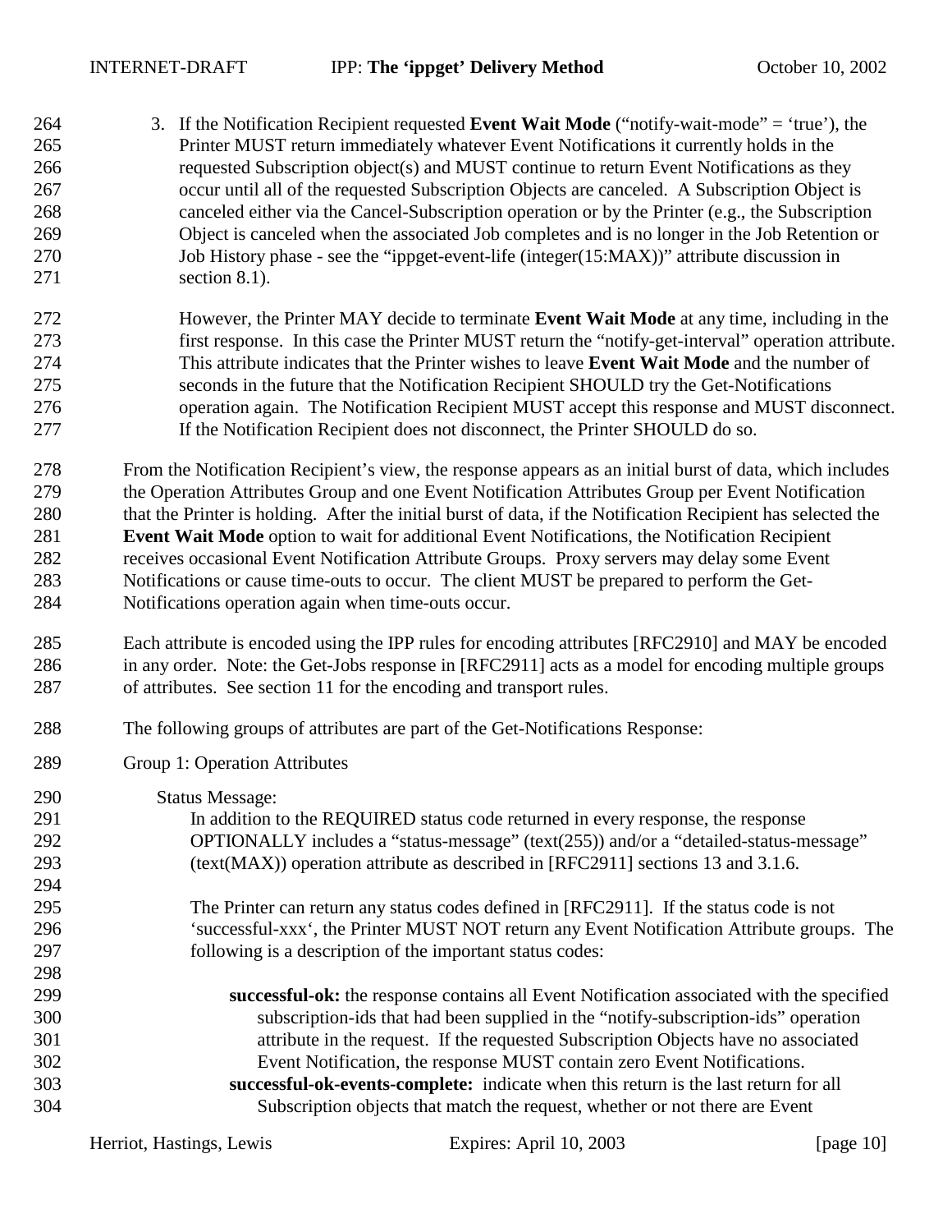3. If the Notification Recipient requested **Event Wait Mode** ("notify-wait-mode" = 'true'), the Printer MUST return immediately whatever Event Notifications it currently holds in the requested Subscription object(s) and MUST continue to return Event Notifications as they occur until all of the requested Subscription Objects are canceled. A Subscription Object is canceled either via the Cancel-Subscription operation or by the Printer (e.g., the Subscription Object is canceled when the associated Job completes and is no longer in the Job Retention or Job History phase - see the "ippget-event-life (integer(15:MAX))" attribute discussion in section 8.1).

   However, the Printer MAY decide to terminate **Event Wait Mode** at any time, including in the first response. In this case the Printer MUST return the "notify-get-interval" operation attribute. This attribute indicates that the Printer wishes to leave **Event Wait Mode** and the number of seconds in the future that the Notification Recipient SHOULD try the Get-Notifications operation again. The Notification Recipient MUST accept this response and MUST disconnect. If the Notification Recipient does not disconnect, the Printer SHOULD do so.

From the Notification Recipient's view, the response appears as an initial burst of data, which includes the Operation Attributes Group and one Event Notification Attributes Group per Event Notification that the Printer is holding. After the initial burst of data, if the Notification Recipient has selected the **Event Wait Mode** option to wait for additional Event Notifications, the Notification Recipient receives occasional Event Notification Attribute Groups. Proxy servers may delay some Event Notifications or cause time-outs to occur. The client MUST be prepared to perform the Get-Notifications operation again when time-outs occur.

Each attribute is encoded using the IPP rules for encoding attributes [RFC2910] and MAY be encoded in any order. Note: the Get-Jobs response in [RFC2911] acts as a model for encoding multiple groups of attributes. See section 11 for the encoding and transport rules.

The following groups of attributes are part of the Get-Notifications Response:

Group 1: Operation Attributes

Status Message:
In addition to the REQUIRED status code returned in every response, the response OPTIONALLY includes a "status-message" (text(255)) and/or a "detailed-status-message" (text(MAX)) operation attribute as described in [RFC2911] sections 13 and 3.1.6.

The Printer can return any status codes defined in [RFC2911]. If the status code is not 'successful-xxx', the Printer MUST NOT return any Event Notification Attribute groups. The following is a description of the important status codes:

**successful-ok:** the response contains all Event Notification associated with the specified subscription-ids that had been supplied in the "notify-subscription-ids" operation attribute in the request. If the requested Subscription Objects have no associated Event Notification, the response MUST contain zero Event Notifications.

**successful-ok-events-complete:** indicate when this return is the last return for all Subscription objects that match the request, whether or not there are Event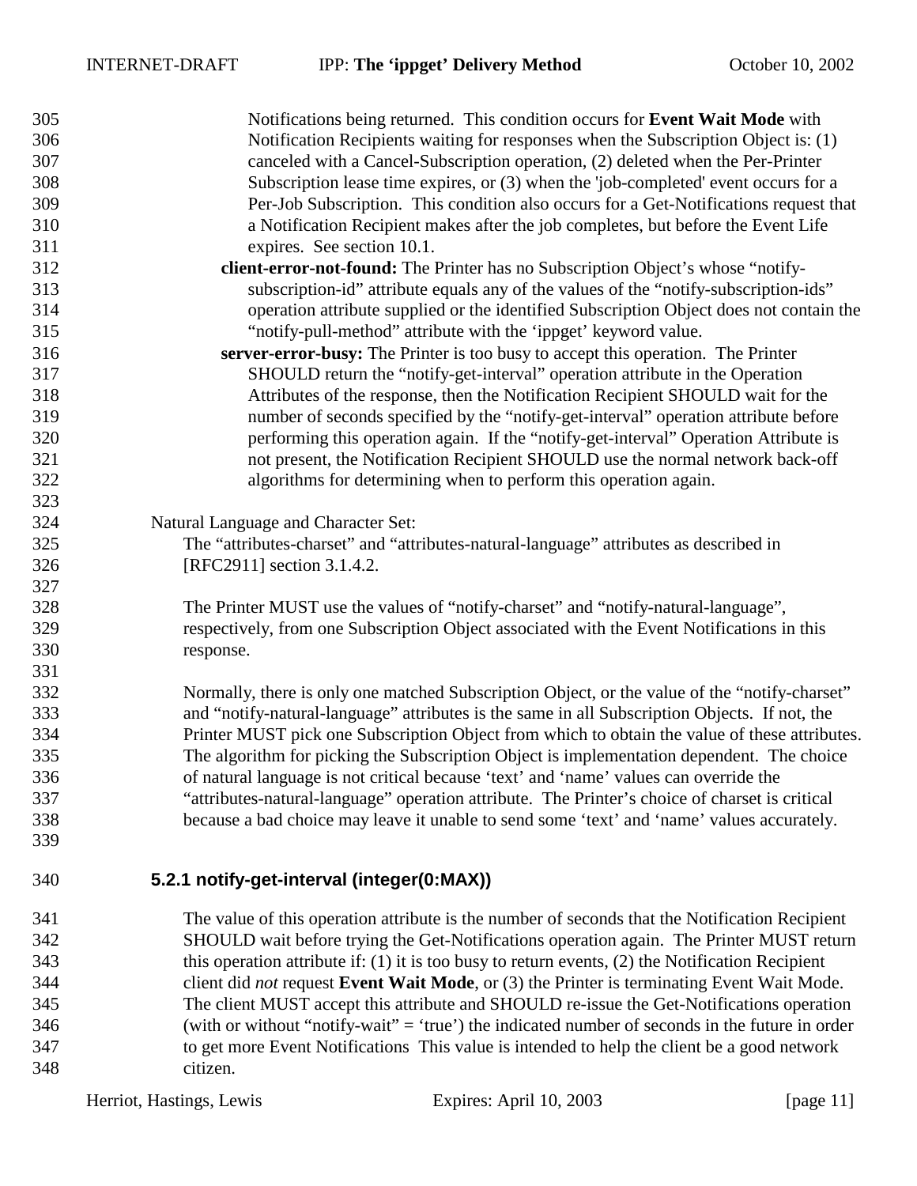Notifications being returned. This condition occurs for **Event Wait Mode** with Notification Recipients waiting for responses when the Subscription Object is: (1) canceled with a Cancel-Subscription operation, (2) deleted when the Per-Printer Subscription lease time expires, or (3) when the 'job-completed' event occurs for a Per-Job Subscription. This condition also occurs for a Get-Notifications request that a Notification Recipient makes after the job completes, but before the Event Life expires. See section 10.1.

**client-error-not-found:** The Printer has no Subscription Object's whose "notify-subscription-id" attribute equals any of the values of the "notify-subscription-ids" operation attribute supplied or the identified Subscription Object does not contain the "notify-pull-method" attribute with the 'ippget' keyword value.

**server-error-busy:** The Printer is too busy to accept this operation. The Printer SHOULD return the "notify-get-interval" operation attribute in the Operation Attributes of the response, then the Notification Recipient SHOULD wait for the number of seconds specified by the "notify-get-interval" operation attribute before performing this operation again. If the "notify-get-interval" Operation Attribute is not present, the Notification Recipient SHOULD use the normal network back-off algorithms for determining when to perform this operation again.

Natural Language and Character Set:

The "attributes-charset" and "attributes-natural-language" attributes as described in [RFC2911] section 3.1.4.2.

The Printer MUST use the values of "notify-charset" and "notify-natural-language", respectively, from one Subscription Object associated with the Event Notifications in this response.

Normally, there is only one matched Subscription Object, or the value of the "notify-charset" and "notify-natural-language" attributes is the same in all Subscription Objects. If not, the Printer MUST pick one Subscription Object from which to obtain the value of these attributes. The algorithm for picking the Subscription Object is implementation dependent. The choice of natural language is not critical because 'text' and 'name' values can override the "attributes-natural-language" operation attribute. The Printer's choice of charset is critical because a bad choice may leave it unable to send some 'text' and 'name' values accurately.

### 5.2.1 notify-get-interval (integer(0:MAX))

The value of this operation attribute is the number of seconds that the Notification Recipient SHOULD wait before trying the Get-Notifications operation again. The Printer MUST return this operation attribute if: (1) it is too busy to return events, (2) the Notification Recipient client did *not* request **Event Wait Mode**, or (3) the Printer is terminating Event Wait Mode. The client MUST accept this attribute and SHOULD re-issue the Get-Notifications operation (with or without "notify-wait" = 'true') the indicated number of seconds in the future in order to get more Event Notifications This value is intended to help the client be a good network citizen.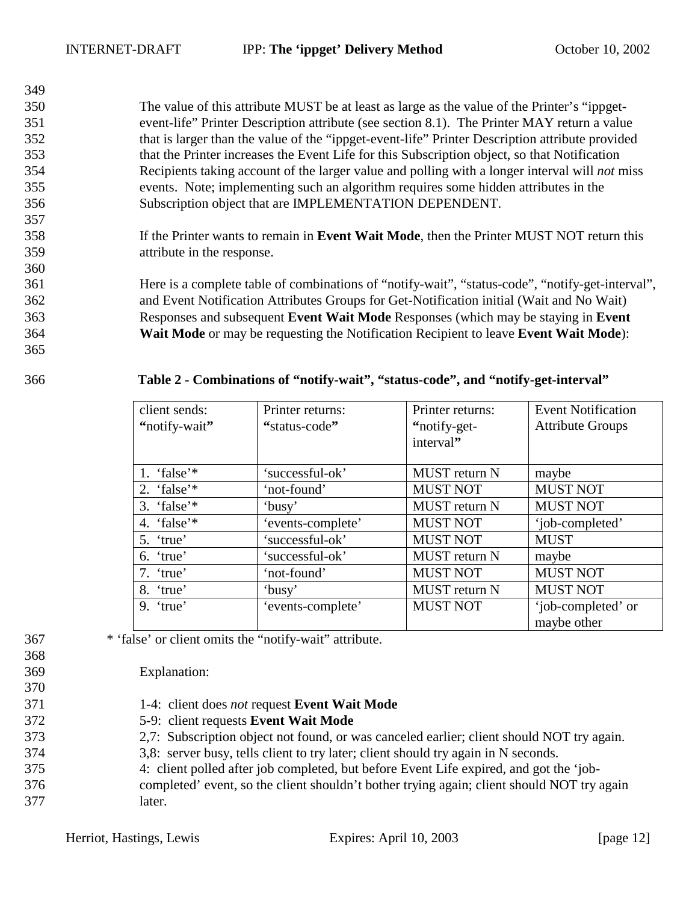The value of this attribute MUST be at least as large as the value of the Printer's "ippget-event-life" Printer Description attribute (see section 8.1). The Printer MAY return a value that is larger than the value of the "ippget-event-life" Printer Description attribute provided that the Printer increases the Event Life for this Subscription object, so that Notification Recipients taking account of the larger value and polling with a longer interval will *not* miss events. Note; implementing such an algorithm requires some hidden attributes in the Subscription object that are IMPLEMENTATION DEPENDENT.

If the Printer wants to remain in **Event Wait Mode**, then the Printer MUST NOT return this attribute in the response.

Here is a complete table of combinations of "notify-wait", "status-code", "notify-get-interval", and Event Notification Attributes Groups for Get-Notification initial (Wait and No Wait) Responses and subsequent **Event Wait Mode** Responses (which may be staying in **Event Wait Mode** or may be requesting the Notification Recipient to leave **Event Wait Mode**):

**Table 2 - Combinations of "notify-wait", "status-code", and "notify-get-interval"**

| client sends: **"**notify-wait**"** | Printer returns: **"**status-code**"** | Printer returns: **"**notify-get-interval**"** | Event Notification Attribute Groups |
|---|---|---|---|
| 1. 'false'* | 'successful-ok' | MUST return N | maybe |
| 2. 'false'* | 'not-found' | MUST NOT | MUST NOT |
| 3. 'false'* | 'busy' | MUST return N | MUST NOT |
| 4. 'false'* | 'events-complete' | MUST NOT | 'job-completed' |
| 5. 'true' | 'successful-ok' | MUST NOT | MUST |
| 6. 'true' | 'successful-ok' | MUST return N | maybe |
| 7. 'true' | 'not-found' | MUST NOT | MUST NOT |
| 8. 'true' | 'busy' | MUST return N | MUST NOT |
| 9. 'true' | 'events-complete' | MUST NOT | 'job-completed' or maybe other |

* 'false' or client omits the "notify-wait" attribute.

Explanation:

1-4: client does *not* request **Event Wait Mode**
5-9: client requests **Event Wait Mode**
2,7: Subscription object not found, or was canceled earlier; client should NOT try again.
3,8: server busy, tells client to try later; client should try again in N seconds.
4: client polled after job completed, but before Event Life expired, and got the 'job-completed' event, so the client shouldn't bother trying again; client should NOT try again later.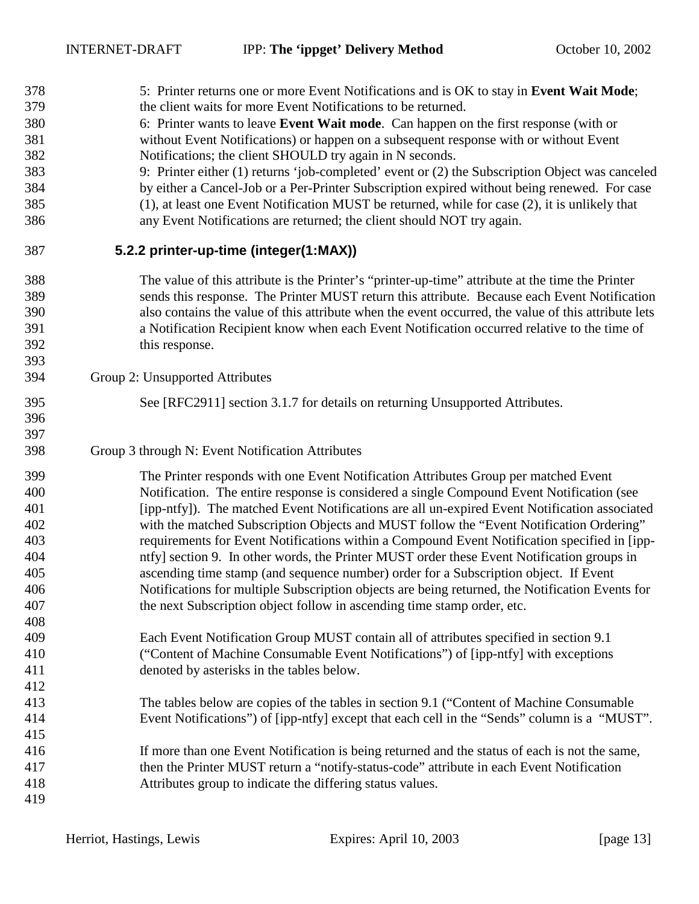5: Printer returns one or more Event Notifications and is OK to stay in **Event Wait Mode**; the client waits for more Event Notifications to be returned.

6: Printer wants to leave **Event Wait mode**. Can happen on the first response (with or without Event Notifications) or happen on a subsequent response with or without Event Notifications; the client SHOULD try again in N seconds.

9: Printer either (1) returns 'job-completed' event or (2) the Subscription Object was canceled by either a Cancel-Job or a Per-Printer Subscription expired without being renewed. For case (1), at least one Event Notification MUST be returned, while for case (2), it is unlikely that any Event Notifications are returned; the client should NOT try again.

### 5.2.2 printer-up-time (integer(1:MAX))

The value of this attribute is the Printer's "printer-up-time" attribute at the time the Printer sends this response. The Printer MUST return this attribute. Because each Event Notification also contains the value of this attribute when the event occurred, the value of this attribute lets a Notification Recipient know when each Event Notification occurred relative to the time of this response.

Group 2: Unsupported Attributes

See [RFC2911] section 3.1.7 for details on returning Unsupported Attributes.

Group 3 through N: Event Notification Attributes

The Printer responds with one Event Notification Attributes Group per matched Event Notification. The entire response is considered a single Compound Event Notification (see [ipp-ntfy]). The matched Event Notifications are all un-expired Event Notification associated with the matched Subscription Objects and MUST follow the "Event Notification Ordering" requirements for Event Notifications within a Compound Event Notification specified in [ipp-ntfy] section 9. In other words, the Printer MUST order these Event Notification groups in ascending time stamp (and sequence number) order for a Subscription object. If Event Notifications for multiple Subscription objects are being returned, the Notification Events for the next Subscription object follow in ascending time stamp order, etc.

Each Event Notification Group MUST contain all of attributes specified in section 9.1 ("Content of Machine Consumable Event Notifications") of [ipp-ntfy] with exceptions denoted by asterisks in the tables below.

The tables below are copies of the tables in section 9.1 ("Content of Machine Consumable Event Notifications") of [ipp-ntfy] except that each cell in the "Sends" column is a "MUST".

If more than one Event Notification is being returned and the status of each is not the same, then the Printer MUST return a "notify-status-code" attribute in each Event Notification Attributes group to indicate the differing status values.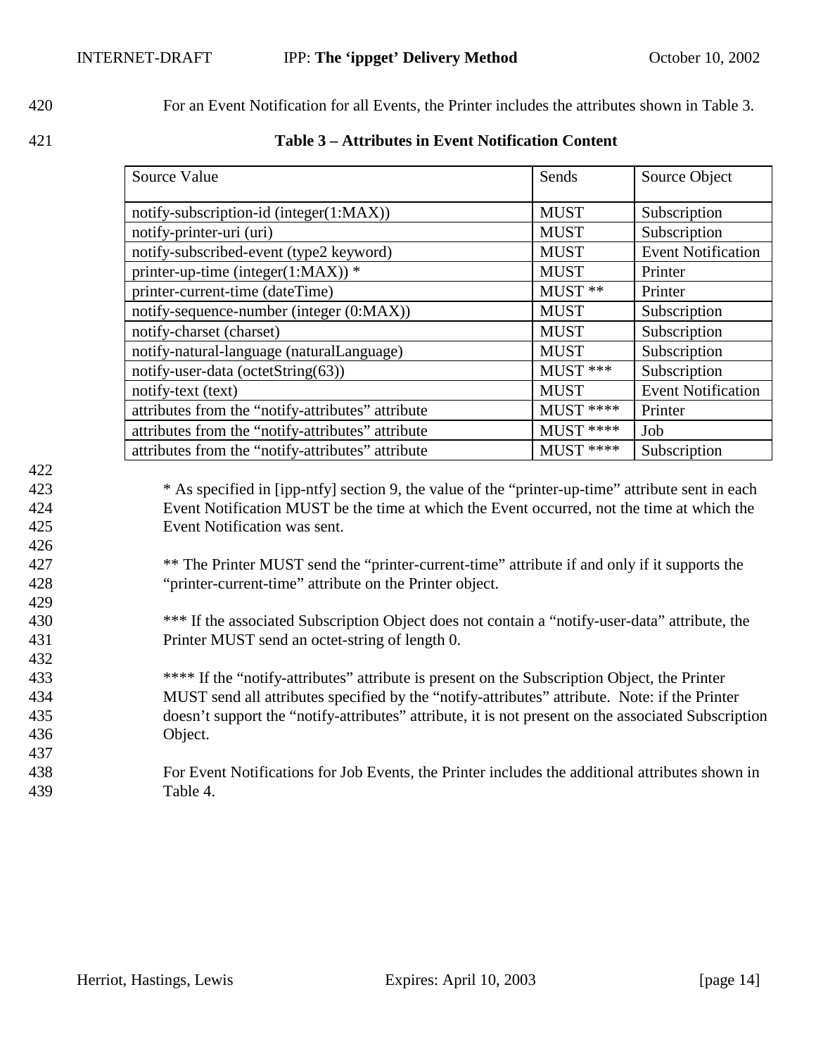For an Event Notification for all Events, the Printer includes the attributes shown in Table 3.

**Table 3 – Attributes in Event Notification Content**

| Source Value | Sends | Source Object |
|---|---|---|
| notify-subscription-id (integer(1:MAX)) | MUST | Subscription |
| notify-printer-uri (uri) | MUST | Subscription |
| notify-subscribed-event (type2 keyword) | MUST | Event Notification |
| printer-up-time (integer(1:MAX)) * | MUST | Printer |
| printer-current-time (dateTime) | MUST ** | Printer |
| notify-sequence-number (integer (0:MAX)) | MUST | Subscription |
| notify-charset (charset) | MUST | Subscription |
| notify-natural-language (naturalLanguage) | MUST | Subscription |
| notify-user-data (octetString(63)) | MUST *** | Subscription |
| notify-text (text) | MUST | Event Notification |
| attributes from the "notify-attributes" attribute | MUST **** | Printer |
| attributes from the "notify-attributes" attribute | MUST **** | Job |
| attributes from the "notify-attributes" attribute | MUST **** | Subscription |

* As specified in [ipp-ntfy] section 9, the value of the "printer-up-time" attribute sent in each Event Notification MUST be the time at which the Event occurred, not the time at which the Event Notification was sent.

** The Printer MUST send the "printer-current-time" attribute if and only if it supports the "printer-current-time" attribute on the Printer object.

*** If the associated Subscription Object does not contain a "notify-user-data" attribute, the Printer MUST send an octet-string of length 0.

**** If the "notify-attributes" attribute is present on the Subscription Object, the Printer MUST send all attributes specified by the "notify-attributes" attribute. Note: if the Printer doesn't support the "notify-attributes" attribute, it is not present on the associated Subscription Object.

For Event Notifications for Job Events, the Printer includes the additional attributes shown in Table 4.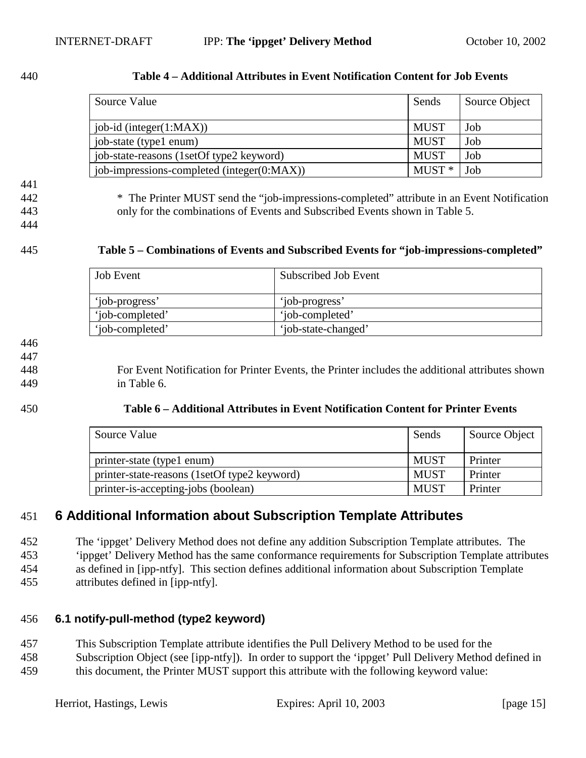**Table 4 – Additional Attributes in Event Notification Content for Job Events**

| Source Value | Sends | Source Object |
|---|---|---|
| job-id (integer(1:MAX)) | MUST | Job |
| job-state (type1 enum) | MUST | Job |
| job-state-reasons (1setOf type2 keyword) | MUST | Job |
| job-impressions-completed (integer(0:MAX)) | MUST * | Job |

* The Printer MUST send the "job-impressions-completed" attribute in an Event Notification only for the combinations of Events and Subscribed Events shown in Table 5.

**Table 5 – Combinations of Events and Subscribed Events for "job-impressions-completed"**

| Job Event | Subscribed Job Event |
|---|---|
| 'job-progress' | 'job-progress' |
| 'job-completed' | 'job-completed' |
| 'job-completed' | 'job-state-changed' |

For Event Notification for Printer Events, the Printer includes the additional attributes shown in Table 6.

**Table 6 – Additional Attributes in Event Notification Content for Printer Events**

| Source Value | Sends | Source Object |
|---|---|---|
| printer-state (type1 enum) | MUST | Printer |
| printer-state-reasons (1setOf type2 keyword) | MUST | Printer |
| printer-is-accepting-jobs (boolean) | MUST | Printer |

# 6 Additional Information about Subscription Template Attributes

The 'ippget' Delivery Method does not define any addition Subscription Template attributes. The 'ippget' Delivery Method has the same conformance requirements for Subscription Template attributes as defined in [ipp-ntfy]. This section defines additional information about Subscription Template attributes defined in [ipp-ntfy].

## 6.1 notify-pull-method (type2 keyword)

This Subscription Template attribute identifies the Pull Delivery Method to be used for the Subscription Object (see [ipp-ntfy]). In order to support the 'ippget' Pull Delivery Method defined in this document, the Printer MUST support this attribute with the following keyword value: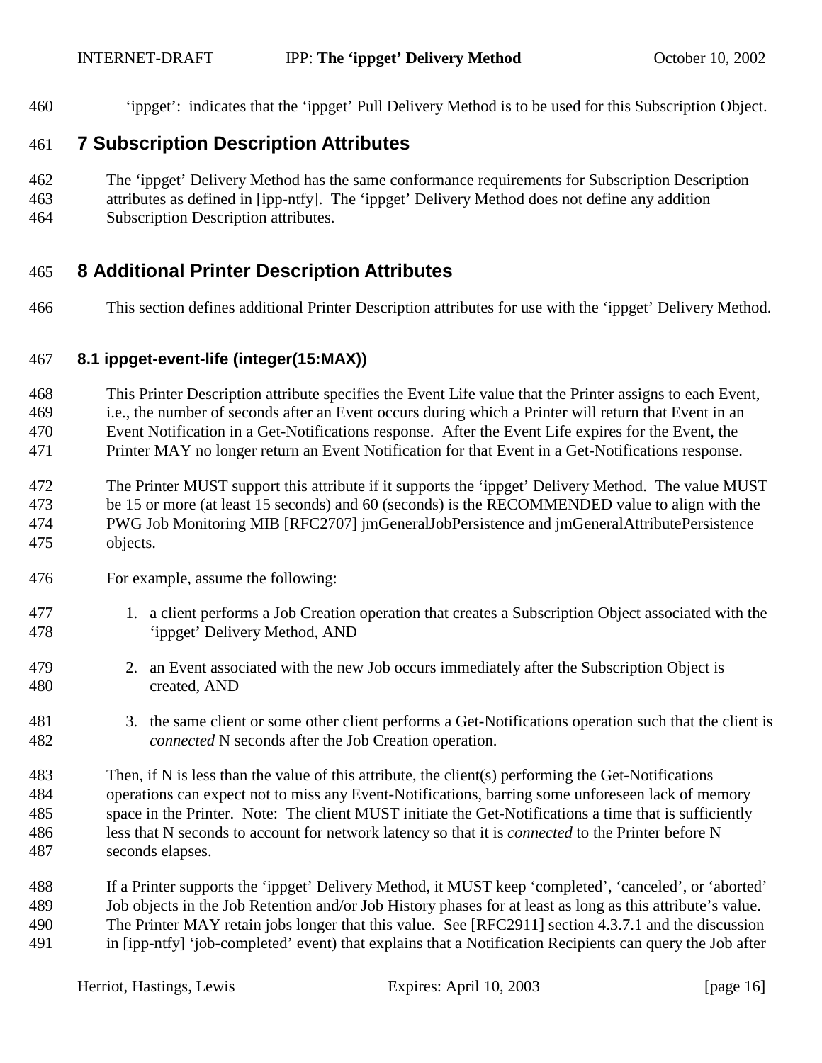‘ippget’: indicates that the ‘ippget’ Pull Delivery Method is to be used for this Subscription Object.

# 7 Subscription Description Attributes

The ‘ippget’ Delivery Method has the same conformance requirements for Subscription Description attributes as defined in [ipp-ntfy]. The ‘ippget’ Delivery Method does not define any addition Subscription Description attributes.

# 8 Additional Printer Description Attributes

This section defines additional Printer Description attributes for use with the ‘ippget’ Delivery Method.

## 8.1 ippget-event-life (integer(15:MAX))

This Printer Description attribute specifies the Event Life value that the Printer assigns to each Event, i.e., the number of seconds after an Event occurs during which a Printer will return that Event in an Event Notification in a Get-Notifications response. After the Event Life expires for the Event, the Printer MAY no longer return an Event Notification for that Event in a Get-Notifications response.

The Printer MUST support this attribute if it supports the ‘ippget’ Delivery Method. The value MUST be 15 or more (at least 15 seconds) and 60 (seconds) is the RECOMMENDED value to align with the PWG Job Monitoring MIB [RFC2707] jmGeneralJobPersistence and jmGeneralAttributePersistence objects.

For example, assume the following:

1. a client performs a Job Creation operation that creates a Subscription Object associated with the ‘ippget’ Delivery Method, AND
2. an Event associated with the new Job occurs immediately after the Subscription Object is created, AND
3. the same client or some other client performs a Get-Notifications operation such that the client is *connected* N seconds after the Job Creation operation.

Then, if N is less than the value of this attribute, the client(s) performing the Get-Notifications operations can expect not to miss any Event-Notifications, barring some unforeseen lack of memory space in the Printer. Note: The client MUST initiate the Get-Notifications a time that is sufficiently less that N seconds to account for network latency so that it is *connected* to the Printer before N seconds elapses.

If a Printer supports the ‘ippget’ Delivery Method, it MUST keep ‘completed’, ‘canceled’, or ‘aborted’ Job objects in the Job Retention and/or Job History phases for at least as long as this attribute’s value. The Printer MAY retain jobs longer that this value. See [RFC2911] section 4.3.7.1 and the discussion in [ipp-ntfy] ‘job-completed’ event) that explains that a Notification Recipients can query the Job after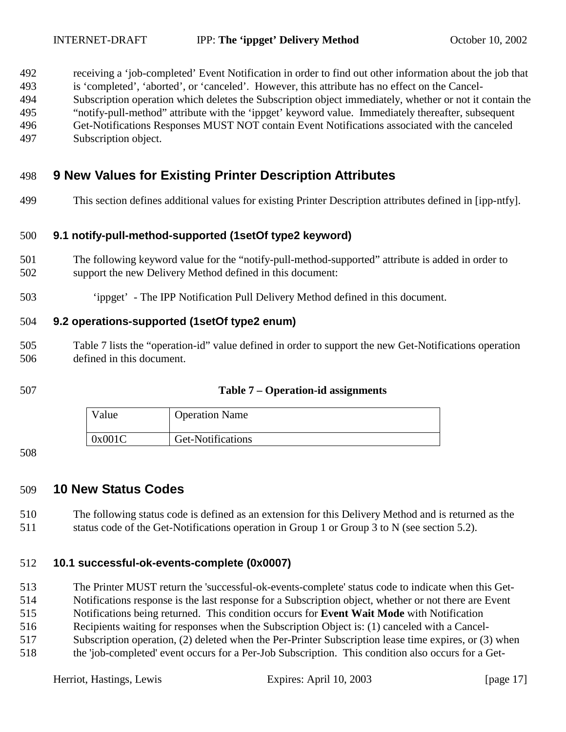receiving a ‘job-completed’ Event Notification in order to find out other information about the job that is ‘completed’, ‘aborted’, or ‘canceled’. However, this attribute has no effect on the Cancel-Subscription operation which deletes the Subscription object immediately, whether or not it contain the “notify-pull-method” attribute with the ‘ippget’ keyword value. Immediately thereafter, subsequent Get-Notifications Responses MUST NOT contain Event Notifications associated with the canceled Subscription object.

# 9 New Values for Existing Printer Description Attributes

This section defines additional values for existing Printer Description attributes defined in [ipp-ntfy].

## 9.1 notify-pull-method-supported (1setOf type2 keyword)

The following keyword value for the “notify-pull-method-supported” attribute is added in order to support the new Delivery Method defined in this document:

‘ippget’ - The IPP Notification Pull Delivery Method defined in this document.

## 9.2 operations-supported (1setOf type2 enum)

Table 7 lists the “operation-id” value defined in order to support the new Get-Notifications operation defined in this document.

**Table 7 – Operation-id assignments**

| Value | Operation Name |
|---|---|
| 0x001C | Get-Notifications |

# 10 New Status Codes

The following status code is defined as an extension for this Delivery Method and is returned as the status code of the Get-Notifications operation in Group 1 or Group 3 to N (see section 5.2).

## 10.1 successful-ok-events-complete (0x0007)

The Printer MUST return the 'successful-ok-events-complete' status code to indicate when this Get-Notifications response is the last response for a Subscription object, whether or not there are Event Notifications being returned. This condition occurs for **Event Wait Mode** with Notification Recipients waiting for responses when the Subscription Object is: (1) canceled with a Cancel-Subscription operation, (2) deleted when the Per-Printer Subscription lease time expires, or (3) when the 'job-completed' event occurs for a Per-Job Subscription. This condition also occurs for a Get-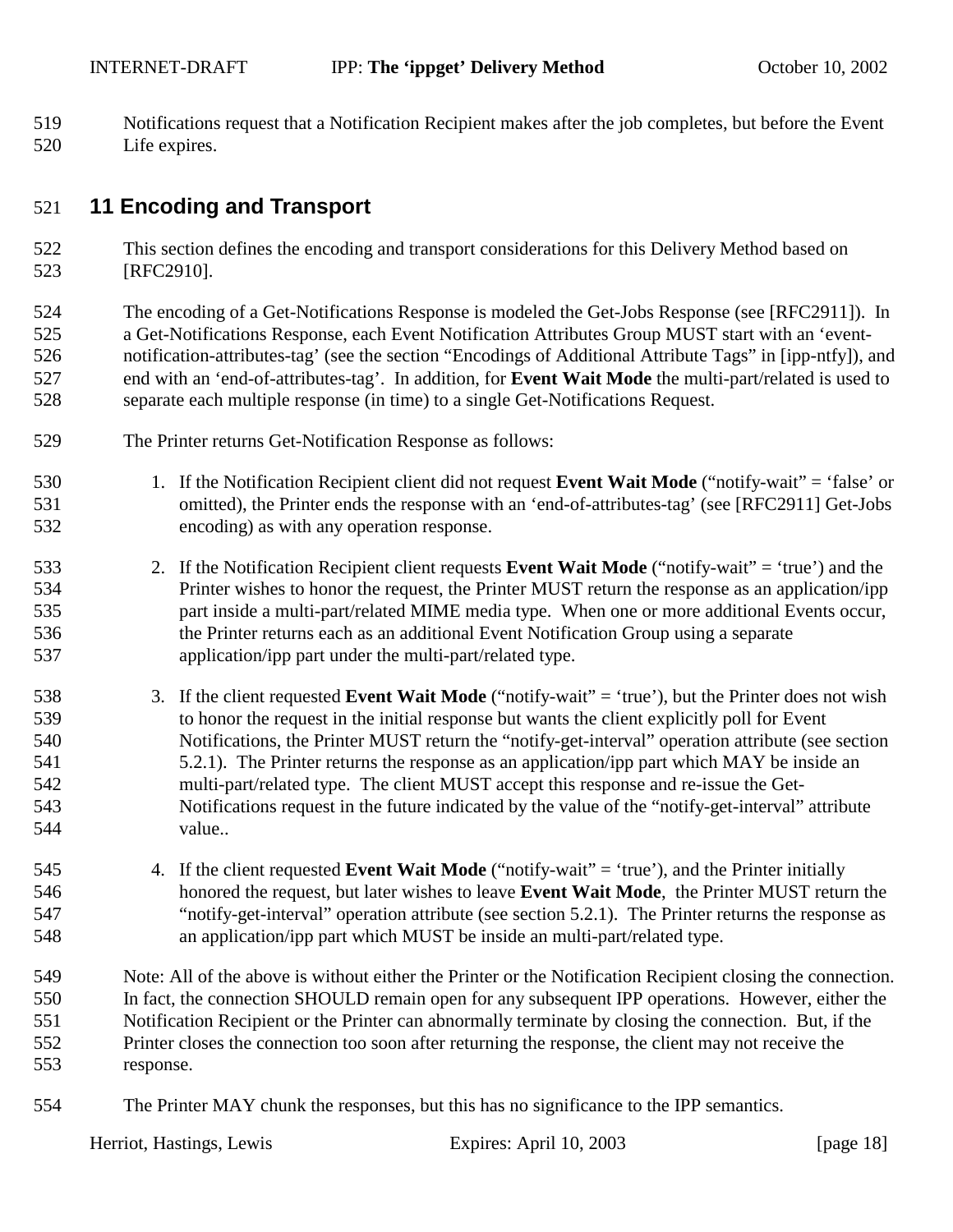Notifications request that a Notification Recipient makes after the job completes, but before the Event Life expires.

# 11 Encoding and Transport

This section defines the encoding and transport considerations for this Delivery Method based on [RFC2910].

The encoding of a Get-Notifications Response is modeled the Get-Jobs Response (see [RFC2911]). In a Get-Notifications Response, each Event Notification Attributes Group MUST start with an 'event-notification-attributes-tag' (see the section "Encodings of Additional Attribute Tags" in [ipp-ntfy]), and end with an 'end-of-attributes-tag'. In addition, for **Event Wait Mode** the multi-part/related is used to separate each multiple response (in time) to a single Get-Notifications Request.

The Printer returns Get-Notification Response as follows:

1. If the Notification Recipient client did not request **Event Wait Mode** ("notify-wait" = 'false' or omitted), the Printer ends the response with an 'end-of-attributes-tag' (see [RFC2911] Get-Jobs encoding) as with any operation response.

2. If the Notification Recipient client requests **Event Wait Mode** ("notify-wait" = 'true') and the Printer wishes to honor the request, the Printer MUST return the response as an application/ipp part inside a multi-part/related MIME media type. When one or more additional Events occur, the Printer returns each as an additional Event Notification Group using a separate application/ipp part under the multi-part/related type.

3. If the client requested **Event Wait Mode** ("notify-wait" = 'true'), but the Printer does not wish to honor the request in the initial response but wants the client explicitly poll for Event Notifications, the Printer MUST return the "notify-get-interval" operation attribute (see section 5.2.1). The Printer returns the response as an application/ipp part which MAY be inside an multi-part/related type. The client MUST accept this response and re-issue the Get-Notifications request in the future indicated by the value of the "notify-get-interval" attribute value..

4. If the client requested **Event Wait Mode** ("notify-wait" = 'true'), and the Printer initially honored the request, but later wishes to leave **Event Wait Mode**, the Printer MUST return the "notify-get-interval" operation attribute (see section 5.2.1). The Printer returns the response as an application/ipp part which MUST be inside an multi-part/related type.

Note: All of the above is without either the Printer or the Notification Recipient closing the connection. In fact, the connection SHOULD remain open for any subsequent IPP operations. However, either the Notification Recipient or the Printer can abnormally terminate by closing the connection. But, if the Printer closes the connection too soon after returning the response, the client may not receive the response.

The Printer MAY chunk the responses, but this has no significance to the IPP semantics.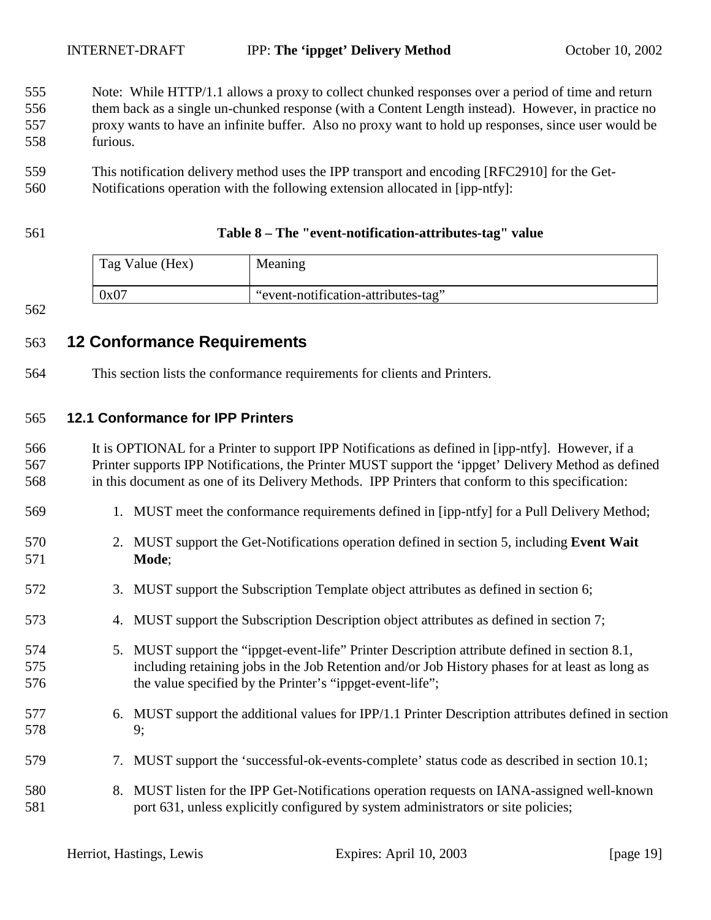Note: While HTTP/1.1 allows a proxy to collect chunked responses over a period of time and return them back as a single un-chunked response (with a Content Length instead). However, in practice no proxy wants to have an infinite buffer. Also no proxy want to hold up responses, since user would be furious.

This notification delivery method uses the IPP transport and encoding [RFC2910] for the Get-Notifications operation with the following extension allocated in [ipp-ntfy]:

**Table 8 – The "event-notification-attributes-tag" value**

| Tag Value (Hex) | Meaning |
| --- | --- |
| 0x07 | “event-notification-attributes-tag” |

# 12 Conformance Requirements

This section lists the conformance requirements for clients and Printers.

## 12.1 Conformance for IPP Printers

It is OPTIONAL for a Printer to support IPP Notifications as defined in [ipp-ntfy]. However, if a Printer supports IPP Notifications, the Printer MUST support the ‘ippget’ Delivery Method as defined in this document as one of its Delivery Methods. IPP Printers that conform to this specification:

1. MUST meet the conformance requirements defined in [ipp-ntfy] for a Pull Delivery Method;
2. MUST support the Get-Notifications operation defined in section 5, including **Event Wait Mode**;
3. MUST support the Subscription Template object attributes as defined in section 6;
4. MUST support the Subscription Description object attributes as defined in section 7;
5. MUST support the “ippget-event-life” Printer Description attribute defined in section 8.1, including retaining jobs in the Job Retention and/or Job History phases for at least as long as the value specified by the Printer’s “ippget-event-life”;
6. MUST support the additional values for IPP/1.1 Printer Description attributes defined in section 9;
7. MUST support the ‘successful-ok-events-complete’ status code as described in section 10.1;
8. MUST listen for the IPP Get-Notifications operation requests on IANA-assigned well-known port 631, unless explicitly configured by system administrators or site policies;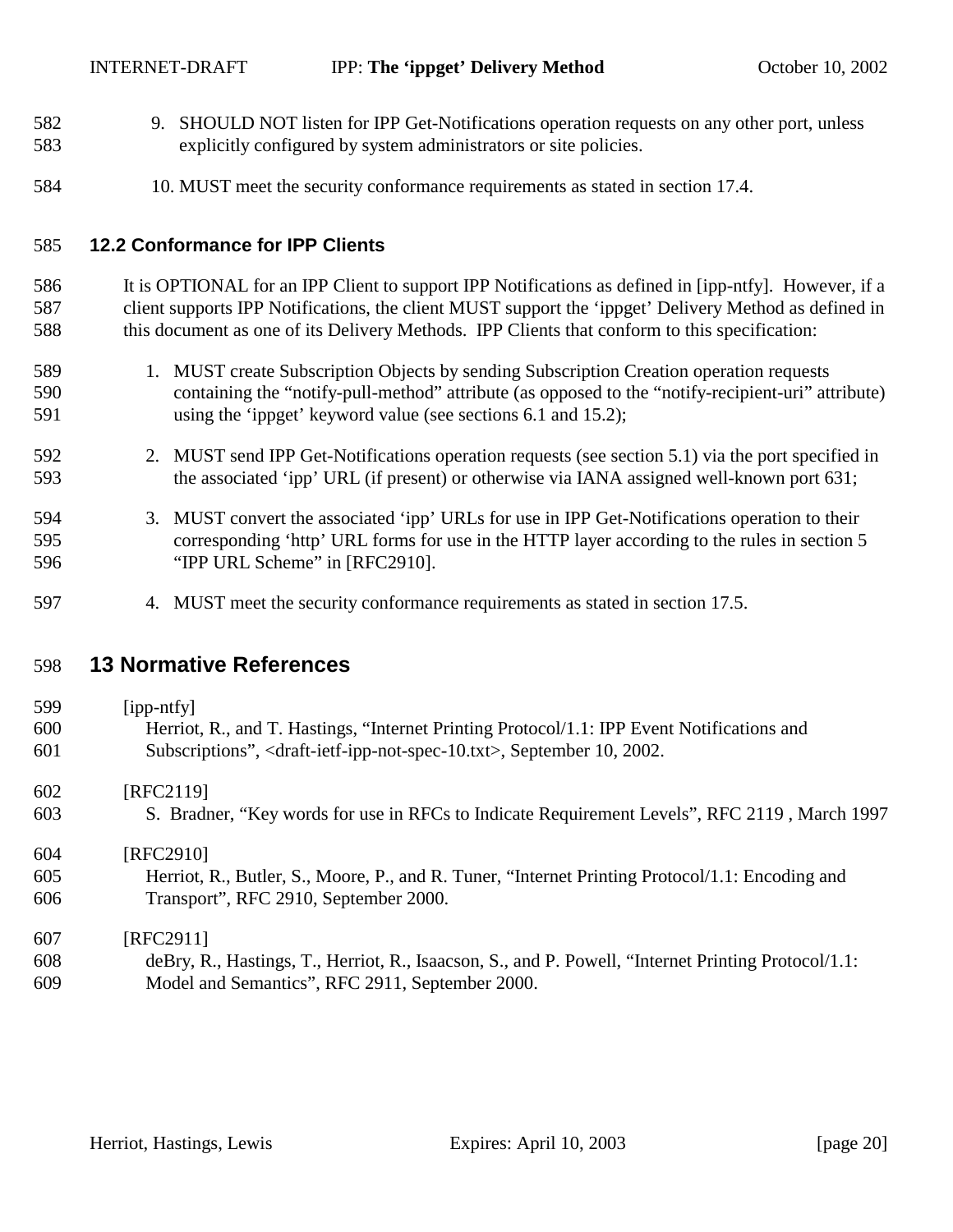9. SHOULD NOT listen for IPP Get-Notifications operation requests on any other port, unless explicitly configured by system administrators or site policies.

10. MUST meet the security conformance requirements as stated in section 17.4.

### 12.2 Conformance for IPP Clients

It is OPTIONAL for an IPP Client to support IPP Notifications as defined in [ipp-ntfy]. However, if a client supports IPP Notifications, the client MUST support the 'ippget' Delivery Method as defined in this document as one of its Delivery Methods. IPP Clients that conform to this specification:

1. MUST create Subscription Objects by sending Subscription Creation operation requests containing the "notify-pull-method" attribute (as opposed to the "notify-recipient-uri" attribute) using the 'ippget' keyword value (see sections 6.1 and 15.2);

2. MUST send IPP Get-Notifications operation requests (see section 5.1) via the port specified in the associated 'ipp' URL (if present) or otherwise via IANA assigned well-known port 631;

3. MUST convert the associated 'ipp' URLs for use in IPP Get-Notifications operation to their corresponding 'http' URL forms for use in the HTTP layer according to the rules in section 5 "IPP URL Scheme" in [RFC2910].

4. MUST meet the security conformance requirements as stated in section 17.5.

## 13 Normative References

[ipp-ntfy]
Herriot, R., and T. Hastings, "Internet Printing Protocol/1.1: IPP Event Notifications and Subscriptions", <draft-ietf-ipp-not-spec-10.txt>, September 10, 2002.

[RFC2119]
S. Bradner, "Key words for use in RFCs to Indicate Requirement Levels", RFC 2119 , March 1997

[RFC2910]
Herriot, R., Butler, S., Moore, P., and R. Tuner, "Internet Printing Protocol/1.1: Encoding and Transport", RFC 2910, September 2000.

[RFC2911]
deBry, R., Hastings, T., Herriot, R., Isaacson, S., and P. Powell, "Internet Printing Protocol/1.1: Model and Semantics", RFC 2911, September 2000.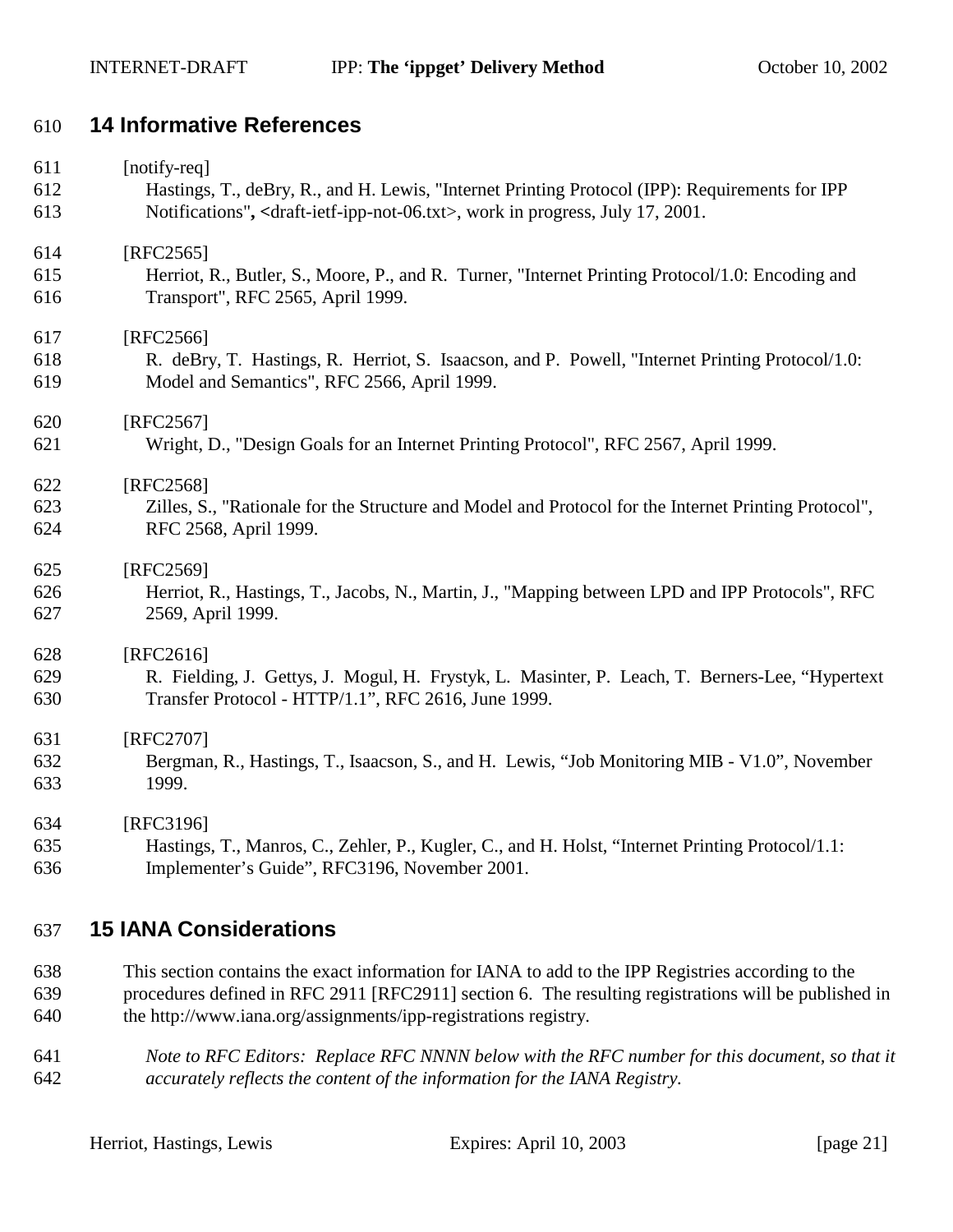## 14 Informative References

[notify-req]
Hastings, T., deBry, R., and H. Lewis, "Internet Printing Protocol (IPP): Requirements for IPP Notifications", <draft-ietf-ipp-not-06.txt>, work in progress, July 17, 2001.

[RFC2565]
Herriot, R., Butler, S., Moore, P., and R. Turner, "Internet Printing Protocol/1.0: Encoding and Transport", RFC 2565, April 1999.

[RFC2566]
R. deBry, T. Hastings, R. Herriot, S. Isaacson, and P. Powell, "Internet Printing Protocol/1.0: Model and Semantics", RFC 2566, April 1999.

[RFC2567]
Wright, D., "Design Goals for an Internet Printing Protocol", RFC 2567, April 1999.

[RFC2568]
Zilles, S., "Rationale for the Structure and Model and Protocol for the Internet Printing Protocol", RFC 2568, April 1999.

[RFC2569]
Herriot, R., Hastings, T., Jacobs, N., Martin, J., "Mapping between LPD and IPP Protocols", RFC 2569, April 1999.

[RFC2616]
R. Fielding, J. Gettys, J. Mogul, H. Frystyk, L. Masinter, P. Leach, T. Berners-Lee, "Hypertext Transfer Protocol - HTTP/1.1", RFC 2616, June 1999.

[RFC2707]
Bergman, R., Hastings, T., Isaacson, S., and H. Lewis, "Job Monitoring MIB - V1.0", November 1999.

[RFC3196]
Hastings, T., Manros, C., Zehler, P., Kugler, C., and H. Holst, "Internet Printing Protocol/1.1: Implementer's Guide", RFC3196, November 2001.

## 15 IANA Considerations

This section contains the exact information for IANA to add to the IPP Registries according to the procedures defined in RFC 2911 [RFC2911] section 6. The resulting registrations will be published in the http://www.iana.org/assignments/ipp-registrations registry.

*Note to RFC Editors: Replace RFC NNNN below with the RFC number for this document, so that it accurately reflects the content of the information for the IANA Registry.*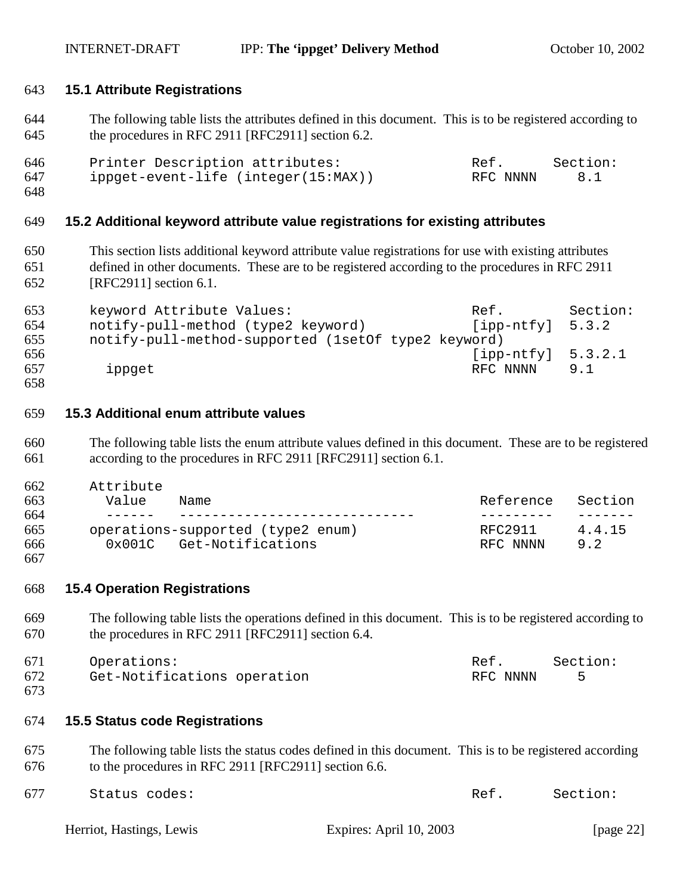### 15.1 Attribute Registrations

The following table lists the attributes defined in this document. This is to be registered according to the procedures in RFC 2911 [RFC2911] section 6.2.

```
Printer Description attributes:                Ref.      Section:
ippget-event-life (integer(15:MAX))            RFC NNNN     8.1
```

### 15.2 Additional keyword attribute value registrations for existing attributes

This section lists additional keyword attribute value registrations for use with existing attributes defined in other documents. These are to be registered according to the procedures in RFC 2911 [RFC2911] section 6.1.

```
keyword Attribute Values:                      Ref.        Section:
notify-pull-method (type2 keyword)             [ipp-ntfy]  5.3.2
notify-pull-method-supported (1setOf type2 keyword)
                                               [ipp-ntfy]  5.3.2.1
  ippget                                       RFC NNNN    9.1
```

### 15.3 Additional enum attribute values

The following table lists the enum attribute values defined in this document. These are to be registered according to the procedures in RFC 2911 [RFC2911] section 6.1.

```
Attribute
  Value    Name                                 Reference   Section
  ------   ----------------------------         ---------   -------
operations-supported (type2 enum)               RFC2911     4.4.15
  0x001C   Get-Notifications                    RFC NNNN    9.2
```

### 15.4 Operation Registrations

The following table lists the operations defined in this document. This is to be registered according to the procedures in RFC 2911 [RFC2911] section 6.4.

```
Operations:                                    Ref.      Section:
Get-Notifications operation                    RFC NNNN     5
```

### 15.5 Status code Registrations

The following table lists the status codes defined in this document. This is to be registered according to the procedures in RFC 2911 [RFC2911] section 6.6.

```
Status codes:                                  Ref.      Section:
```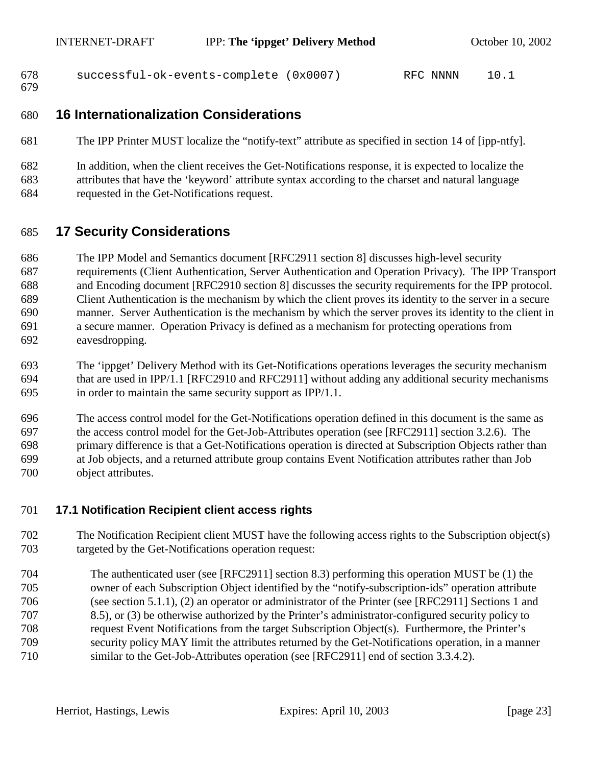```
successful-ok-events-complete (0x0007)         RFC NNNN    10.1
```

# 16 Internationalization Considerations

The IPP Printer MUST localize the “notify-text” attribute as specified in section 14 of [ipp-ntfy].

In addition, when the client receives the Get-Notifications response, it is expected to localize the attributes that have the ‘keyword’ attribute syntax according to the charset and natural language requested in the Get-Notifications request.

# 17 Security Considerations

The IPP Model and Semantics document [RFC2911 section 8] discusses high-level security requirements (Client Authentication, Server Authentication and Operation Privacy). The IPP Transport and Encoding document [RFC2910 section 8] discusses the security requirements for the IPP protocol. Client Authentication is the mechanism by which the client proves its identity to the server in a secure manner. Server Authentication is the mechanism by which the server proves its identity to the client in a secure manner. Operation Privacy is defined as a mechanism for protecting operations from eavesdropping.

The ‘ippget’ Delivery Method with its Get-Notifications operations leverages the security mechanism that are used in IPP/1.1 [RFC2910 and RFC2911] without adding any additional security mechanisms in order to maintain the same security support as IPP/1.1.

The access control model for the Get-Notifications operation defined in this document is the same as the access control model for the Get-Job-Attributes operation (see [RFC2911] section 3.2.6). The primary difference is that a Get-Notifications operation is directed at Subscription Objects rather than at Job objects, and a returned attribute group contains Event Notification attributes rather than Job object attributes.

## 17.1 Notification Recipient client access rights

The Notification Recipient client MUST have the following access rights to the Subscription object(s) targeted by the Get-Notifications operation request:

> The authenticated user (see [RFC2911] section 8.3) performing this operation MUST be (1) the owner of each Subscription Object identified by the “notify-subscription-ids” operation attribute (see section 5.1.1), (2) an operator or administrator of the Printer (see [RFC2911] Sections 1 and 8.5), or (3) be otherwise authorized by the Printer’s administrator-configured security policy to request Event Notifications from the target Subscription Object(s). Furthermore, the Printer’s security policy MAY limit the attributes returned by the Get-Notifications operation, in a manner similar to the Get-Job-Attributes operation (see [RFC2911] end of section 3.3.4.2).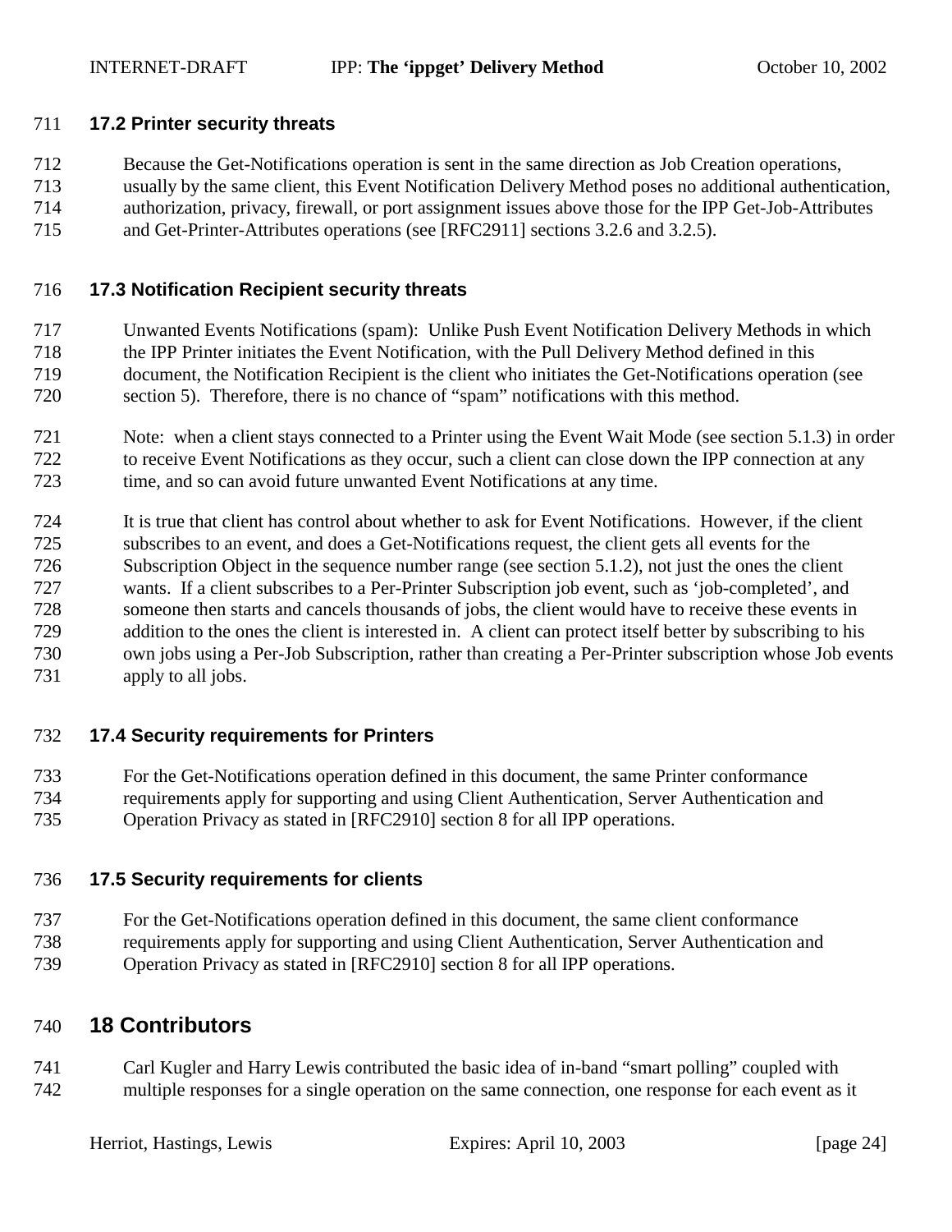### 17.2 Printer security threats

Because the Get-Notifications operation is sent in the same direction as Job Creation operations, usually by the same client, this Event Notification Delivery Method poses no additional authentication, authorization, privacy, firewall, or port assignment issues above those for the IPP Get-Job-Attributes and Get-Printer-Attributes operations (see [RFC2911] sections 3.2.6 and 3.2.5).

### 17.3 Notification Recipient security threats

Unwanted Events Notifications (spam): Unlike Push Event Notification Delivery Methods in which the IPP Printer initiates the Event Notification, with the Pull Delivery Method defined in this document, the Notification Recipient is the client who initiates the Get-Notifications operation (see section 5). Therefore, there is no chance of “spam” notifications with this method.

Note: when a client stays connected to a Printer using the Event Wait Mode (see section 5.1.3) in order to receive Event Notifications as they occur, such a client can close down the IPP connection at any time, and so can avoid future unwanted Event Notifications at any time.

It is true that client has control about whether to ask for Event Notifications. However, if the client subscribes to an event, and does a Get-Notifications request, the client gets all events for the Subscription Object in the sequence number range (see section 5.1.2), not just the ones the client wants. If a client subscribes to a Per-Printer Subscription job event, such as ‘job-completed’, and someone then starts and cancels thousands of jobs, the client would have to receive these events in addition to the ones the client is interested in. A client can protect itself better by subscribing to his own jobs using a Per-Job Subscription, rather than creating a Per-Printer subscription whose Job events apply to all jobs.

### 17.4 Security requirements for Printers

For the Get-Notifications operation defined in this document, the same Printer conformance requirements apply for supporting and using Client Authentication, Server Authentication and Operation Privacy as stated in [RFC2910] section 8 for all IPP operations.

### 17.5 Security requirements for clients

For the Get-Notifications operation defined in this document, the same client conformance requirements apply for supporting and using Client Authentication, Server Authentication and Operation Privacy as stated in [RFC2910] section 8 for all IPP operations.

## 18 Contributors

Carl Kugler and Harry Lewis contributed the basic idea of in-band “smart polling” coupled with multiple responses for a single operation on the same connection, one response for each event as it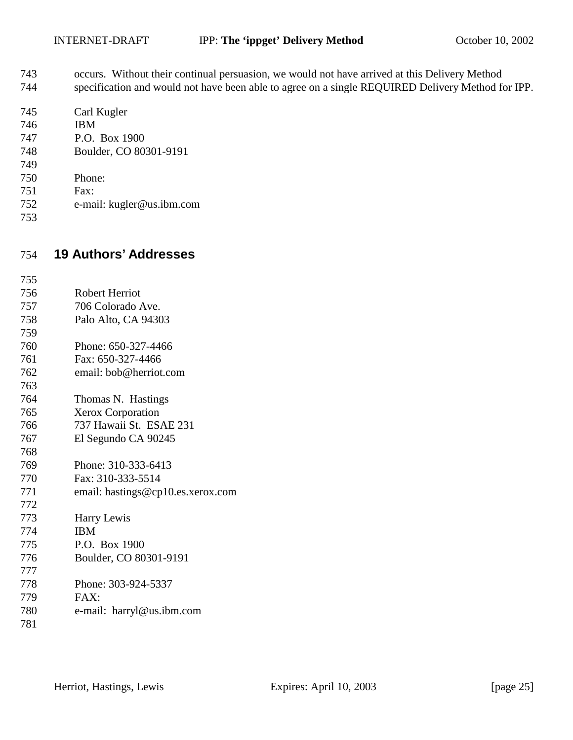occurs. Without their continual persuasion, we would not have arrived at this Delivery Method specification and would not have been able to agree on a single REQUIRED Delivery Method for IPP.

Carl Kugler
IBM
P.O. Box 1900
Boulder, CO 80301-9191

Phone:
Fax:
e-mail: kugler@us.ibm.com

# 19 Authors' Addresses

Robert Herriot
706 Colorado Ave.
Palo Alto, CA 94303

Phone: 650-327-4466
Fax: 650-327-4466
email: bob@herriot.com

Thomas N. Hastings
Xerox Corporation
737 Hawaii St. ESAE 231
El Segundo CA 90245

Phone: 310-333-6413
Fax: 310-333-5514
email: hastings@cp10.es.xerox.com

Harry Lewis
IBM
P.O. Box 1900
Boulder, CO 80301-9191

Phone: 303-924-5337
FAX:
e-mail: harryl@us.ibm.com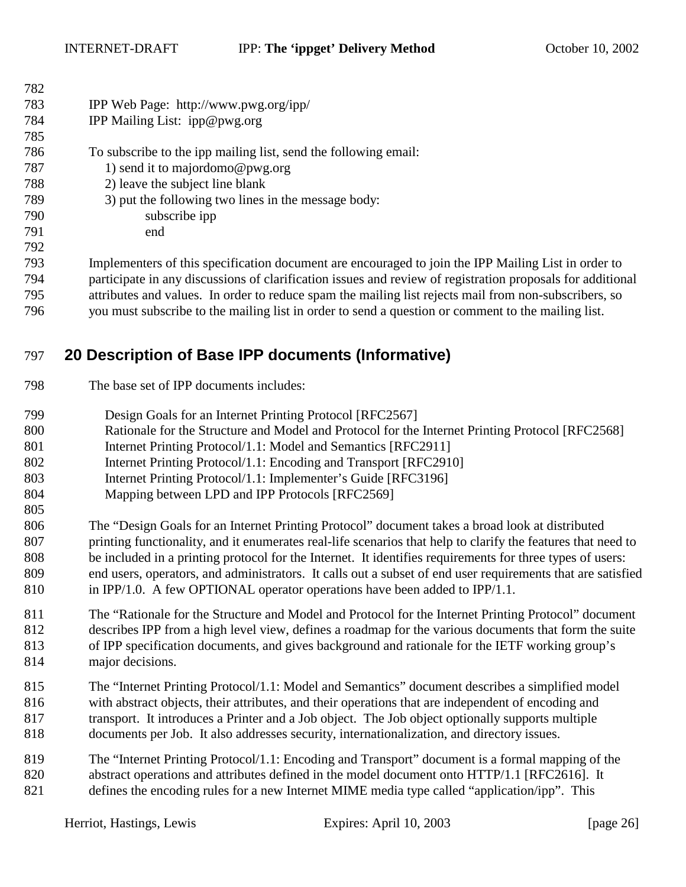IPP Web Page: http://www.pwg.org/ipp/
IPP Mailing List: ipp@pwg.org

To subscribe to the ipp mailing list, send the following email:

1) send it to majordomo@pwg.org
2) leave the subject line blank
3) put the following two lines in the message body:

    subscribe ipp
    end

Implementers of this specification document are encouraged to join the IPP Mailing List in order to participate in any discussions of clarification issues and review of registration proposals for additional attributes and values. In order to reduce spam the mailing list rejects mail from non-subscribers, so you must subscribe to the mailing list in order to send a question or comment to the mailing list.

# 20 Description of Base IPP documents (Informative)

The base set of IPP documents includes:

Design Goals for an Internet Printing Protocol [RFC2567]
Rationale for the Structure and Model and Protocol for the Internet Printing Protocol [RFC2568]
Internet Printing Protocol/1.1: Model and Semantics [RFC2911]
Internet Printing Protocol/1.1: Encoding and Transport [RFC2910]
Internet Printing Protocol/1.1: Implementer's Guide [RFC3196]
Mapping between LPD and IPP Protocols [RFC2569]

The "Design Goals for an Internet Printing Protocol" document takes a broad look at distributed printing functionality, and it enumerates real-life scenarios that help to clarify the features that need to be included in a printing protocol for the Internet. It identifies requirements for three types of users: end users, operators, and administrators. It calls out a subset of end user requirements that are satisfied in IPP/1.0. A few OPTIONAL operator operations have been added to IPP/1.1.

The "Rationale for the Structure and Model and Protocol for the Internet Printing Protocol" document describes IPP from a high level view, defines a roadmap for the various documents that form the suite of IPP specification documents, and gives background and rationale for the IETF working group's major decisions.

The "Internet Printing Protocol/1.1: Model and Semantics" document describes a simplified model with abstract objects, their attributes, and their operations that are independent of encoding and transport. It introduces a Printer and a Job object. The Job object optionally supports multiple documents per Job. It also addresses security, internationalization, and directory issues.

The "Internet Printing Protocol/1.1: Encoding and Transport" document is a formal mapping of the abstract operations and attributes defined in the model document onto HTTP/1.1 [RFC2616]. It defines the encoding rules for a new Internet MIME media type called "application/ipp". This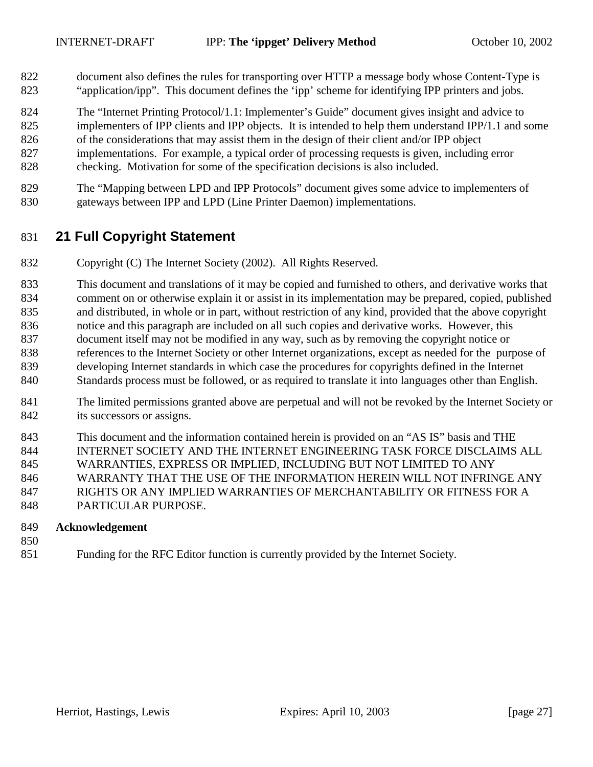document also defines the rules for transporting over HTTP a message body whose Content-Type is "application/ipp". This document defines the 'ipp' scheme for identifying IPP printers and jobs.

The "Internet Printing Protocol/1.1: Implementer's Guide" document gives insight and advice to implementers of IPP clients and IPP objects. It is intended to help them understand IPP/1.1 and some of the considerations that may assist them in the design of their client and/or IPP object implementations. For example, a typical order of processing requests is given, including error checking. Motivation for some of the specification decisions is also included.

The "Mapping between LPD and IPP Protocols" document gives some advice to implementers of gateways between IPP and LPD (Line Printer Daemon) implementations.

# 21 Full Copyright Statement

Copyright (C) The Internet Society (2002). All Rights Reserved.

This document and translations of it may be copied and furnished to others, and derivative works that comment on or otherwise explain it or assist in its implementation may be prepared, copied, published and distributed, in whole or in part, without restriction of any kind, provided that the above copyright notice and this paragraph are included on all such copies and derivative works. However, this document itself may not be modified in any way, such as by removing the copyright notice or references to the Internet Society or other Internet organizations, except as needed for the purpose of developing Internet standards in which case the procedures for copyrights defined in the Internet Standards process must be followed, or as required to translate it into languages other than English.

The limited permissions granted above are perpetual and will not be revoked by the Internet Society or its successors or assigns.

This document and the information contained herein is provided on an "AS IS" basis and THE INTERNET SOCIETY AND THE INTERNET ENGINEERING TASK FORCE DISCLAIMS ALL WARRANTIES, EXPRESS OR IMPLIED, INCLUDING BUT NOT LIMITED TO ANY WARRANTY THAT THE USE OF THE INFORMATION HEREIN WILL NOT INFRINGE ANY RIGHTS OR ANY IMPLIED WARRANTIES OF MERCHANTABILITY OR FITNESS FOR A PARTICULAR PURPOSE.

**Acknowledgement**

Funding for the RFC Editor function is currently provided by the Internet Society.